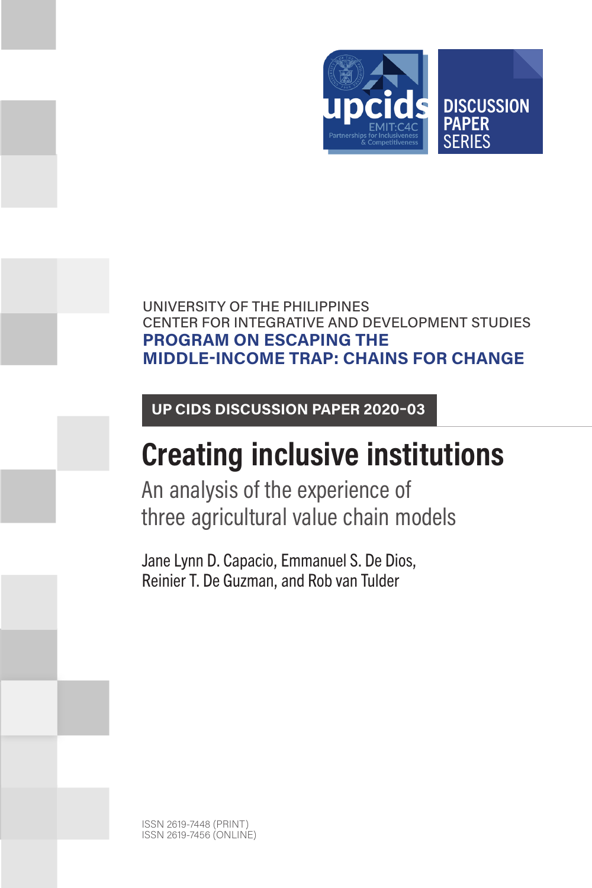upcids

EMIT:C4C

Partnerships for Inclusiveness & Competitiveness

DISCUSSION PAPER SERIES

UNIVERSITY OF THE PHILIPPINES
CENTER FOR INTEGRATIVE AND DEVELOPMENT STUDIES

**PROGRAM ON ESCAPING THE MIDDLE-INCOME TRAP: CHAINS FOR CHANGE**

**UP CIDS DISCUSSION PAPER 2020-03**

# Creating inclusive institutions

## An analysis of the experience of three agricultural value chain models

Jane Lynn D. Capacio, Emmanuel S. De Dios, Reinier T. De Guzman, and Rob van Tulder

ISSN 2619-7448 (PRINT)
ISSN 2619-7456 (ONLINE)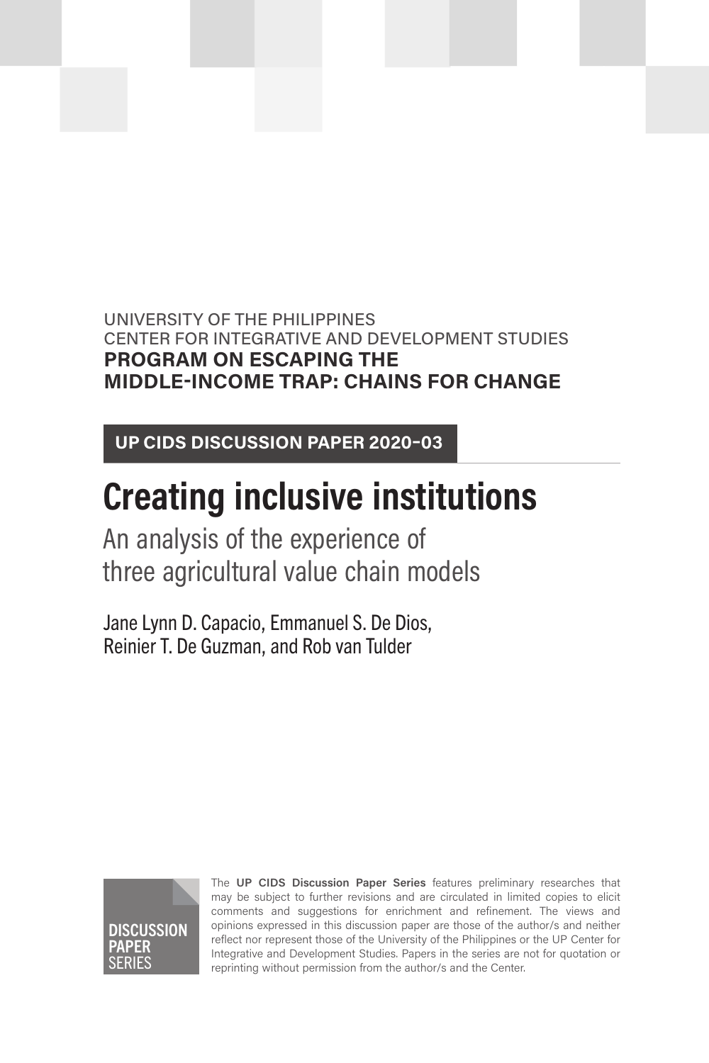UNIVERSITY OF THE PHILIPPINES
CENTER FOR INTEGRATIVE AND DEVELOPMENT STUDIES
**PROGRAM ON ESCAPING THE MIDDLE-INCOME TRAP: CHAINS FOR CHANGE**

**UP CIDS DISCUSSION PAPER 2020-03**

# Creating inclusive institutions

## An analysis of the experience of three agricultural value chain models

Jane Lynn D. Capacio, Emmanuel S. De Dios, Reinier T. De Guzman, and Rob van Tulder

DISCUSSION PAPER SERIES

The **UP CIDS Discussion Paper Series** features preliminary researches that may be subject to further revisions and are circulated in limited copies to elicit comments and suggestions for enrichment and refinement. The views and opinions expressed in this discussion paper are those of the author/s and neither reflect nor represent those of the University of the Philippines or the UP Center for Integrative and Development Studies. Papers in the series are not for quotation or reprinting without permission from the author/s and the Center.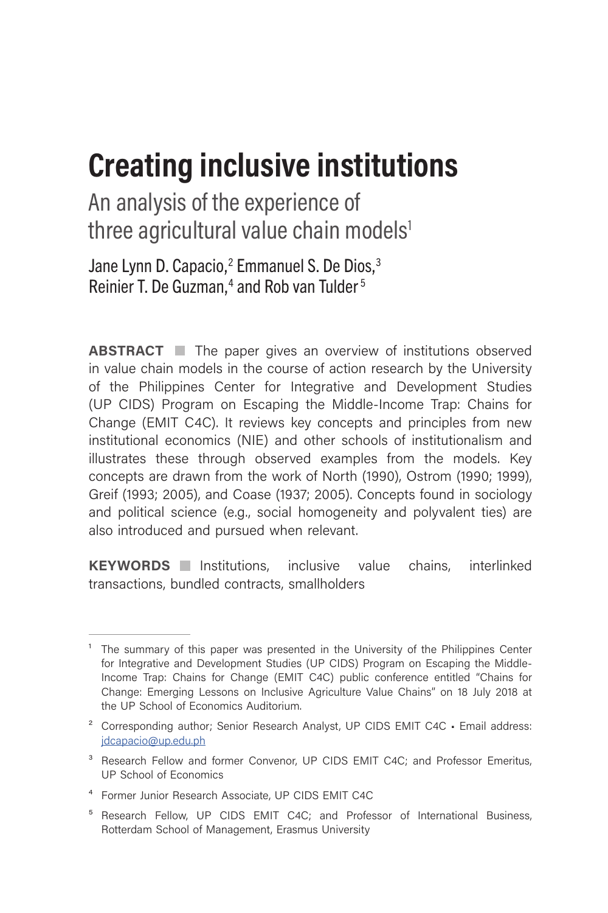# Creating inclusive institutions

## An analysis of the experience of three agricultural value chain models[1]

Jane Lynn D. Capacio,[2] Emmanuel S. De Dios,[3] Reinier T. De Guzman,[4] and Rob van Tulder[5]

**ABSTRACT** The paper gives an overview of institutions observed in value chain models in the course of action research by the University of the Philippines Center for Integrative and Development Studies (UP CIDS) Program on Escaping the Middle-Income Trap: Chains for Change (EMIT C4C). It reviews key concepts and principles from new institutional economics (NIE) and other schools of institutionalism and illustrates these through observed examples from the models. Key concepts are drawn from the work of North (1990), Ostrom (1990; 1999), Greif (1993; 2005), and Coase (1937; 2005). Concepts found in sociology and political science (e.g., social homogeneity and polyvalent ties) are also introduced and pursued when relevant.

**KEYWORDS** Institutions, inclusive value chains, interlinked transactions, bundled contracts, smallholders

---

[1] The summary of this paper was presented in the University of the Philippines Center for Integrative and Development Studies (UP CIDS) Program on Escaping the Middle-Income Trap: Chains for Change (EMIT C4C) public conference entitled "Chains for Change: Emerging Lessons on Inclusive Agriculture Value Chains" on 18 July 2018 at the UP School of Economics Auditorium.

[2] Corresponding author; Senior Research Analyst, UP CIDS EMIT C4C • Email address: jdcapacio@up.edu.ph

[3] Research Fellow and former Convenor, UP CIDS EMIT C4C; and Professor Emeritus, UP School of Economics

[4] Former Junior Research Associate, UP CIDS EMIT C4C

[5] Research Fellow, UP CIDS EMIT C4C; and Professor of International Business, Rotterdam School of Management, Erasmus University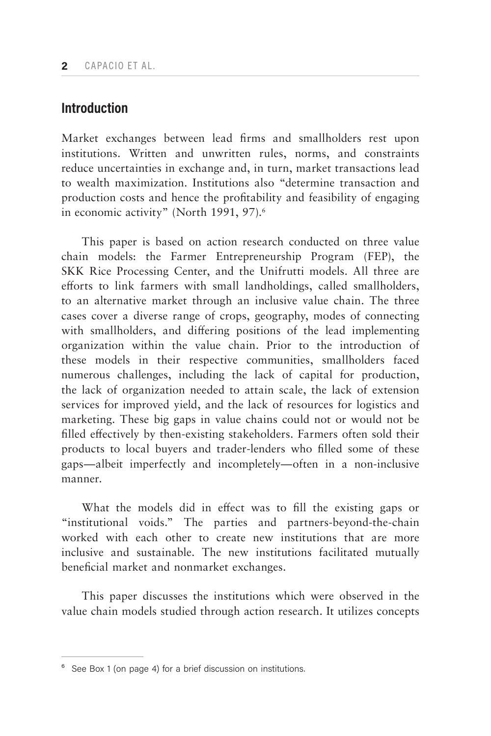## Introduction

Market exchanges between lead firms and smallholders rest upon institutions. Written and unwritten rules, norms, and constraints reduce uncertainties in exchange and, in turn, market transactions lead to wealth maximization. Institutions also "determine transaction and production costs and hence the profitability and feasibility of engaging in economic activity" (North 1991, 97).[6]

This paper is based on action research conducted on three value chain models: the Farmer Entrepreneurship Program (FEP), the SKK Rice Processing Center, and the Unifrutti models. All three are efforts to link farmers with small landholdings, called smallholders, to an alternative market through an inclusive value chain. The three cases cover a diverse range of crops, geography, modes of connecting with smallholders, and differing positions of the lead implementing organization within the value chain. Prior to the introduction of these models in their respective communities, smallholders faced numerous challenges, including the lack of capital for production, the lack of organization needed to attain scale, the lack of extension services for improved yield, and the lack of resources for logistics and marketing. These big gaps in value chains could not or would not be filled effectively by then-existing stakeholders. Farmers often sold their products to local buyers and trader-lenders who filled some of these gaps—albeit imperfectly and incompletely—often in a non-inclusive manner.

What the models did in effect was to fill the existing gaps or "institutional voids." The parties and partners-beyond-the-chain worked with each other to create new institutions that are more inclusive and sustainable. The new institutions facilitated mutually beneficial market and nonmarket exchanges.

This paper discusses the institutions which were observed in the value chain models studied through action research. It utilizes concepts

[6] See Box 1 (on page 4) for a brief discussion on institutions.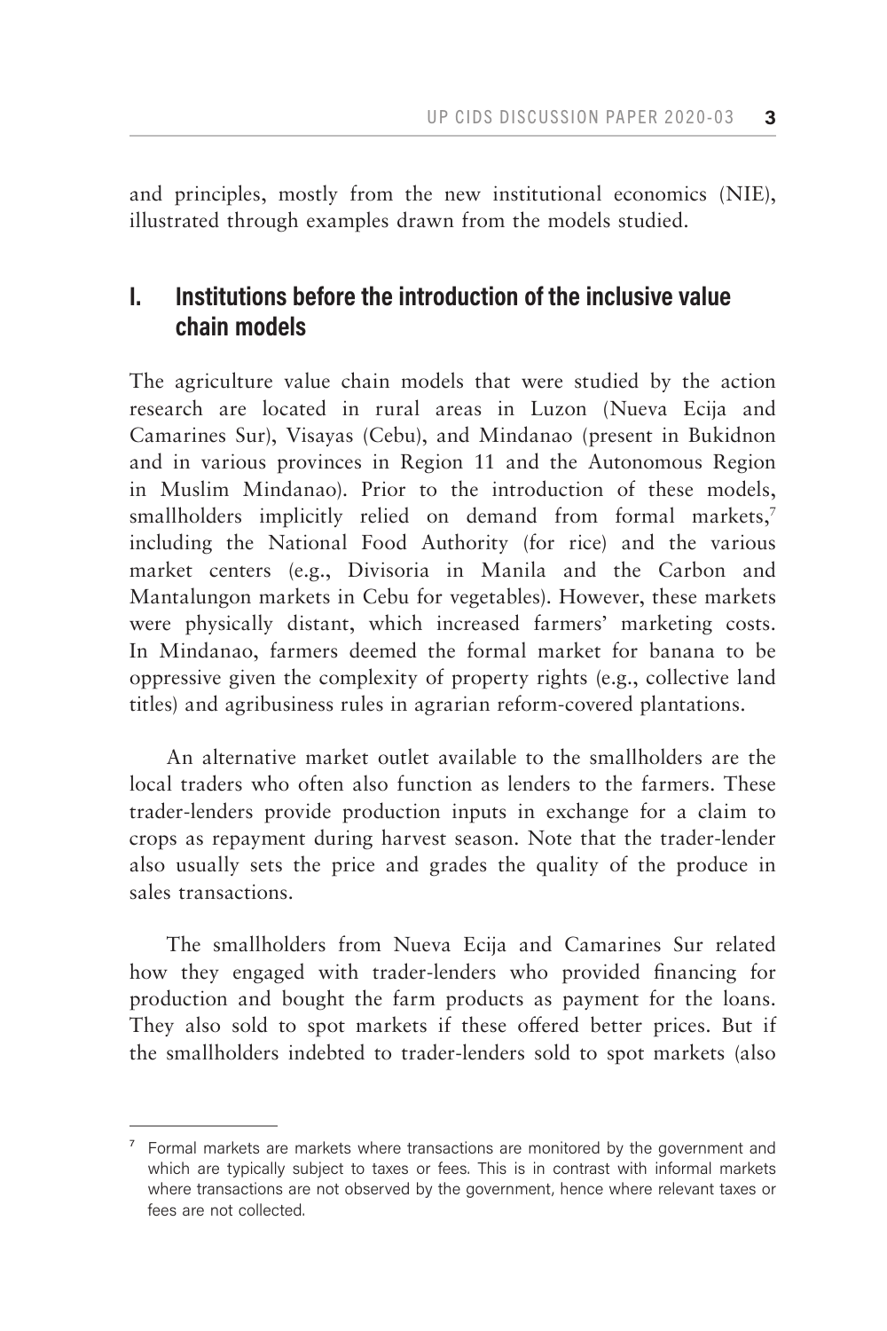and principles, mostly from the new institutional economics (NIE), illustrated through examples drawn from the models studied.

## I. Institutions before the introduction of the inclusive value chain models

The agriculture value chain models that were studied by the action research are located in rural areas in Luzon (Nueva Ecija and Camarines Sur), Visayas (Cebu), and Mindanao (present in Bukidnon and in various provinces in Region 11 and the Autonomous Region in Muslim Mindanao). Prior to the introduction of these models, smallholders implicitly relied on demand from formal markets,[7] including the National Food Authority (for rice) and the various market centers (e.g., Divisoria in Manila and the Carbon and Mantalungon markets in Cebu for vegetables). However, these markets were physically distant, which increased farmers' marketing costs. In Mindanao, farmers deemed the formal market for banana to be oppressive given the complexity of property rights (e.g., collective land titles) and agribusiness rules in agrarian reform-covered plantations.

An alternative market outlet available to the smallholders are the local traders who often also function as lenders to the farmers. These trader-lenders provide production inputs in exchange for a claim to crops as repayment during harvest season. Note that the trader-lender also usually sets the price and grades the quality of the produce in sales transactions.

The smallholders from Nueva Ecija and Camarines Sur related how they engaged with trader-lenders who provided financing for production and bought the farm products as payment for the loans. They also sold to spot markets if these offered better prices. But if the smallholders indebted to trader-lenders sold to spot markets (also

[7] Formal markets are markets where transactions are monitored by the government and which are typically subject to taxes or fees. This is in contrast with informal markets where transactions are not observed by the government, hence where relevant taxes or fees are not collected.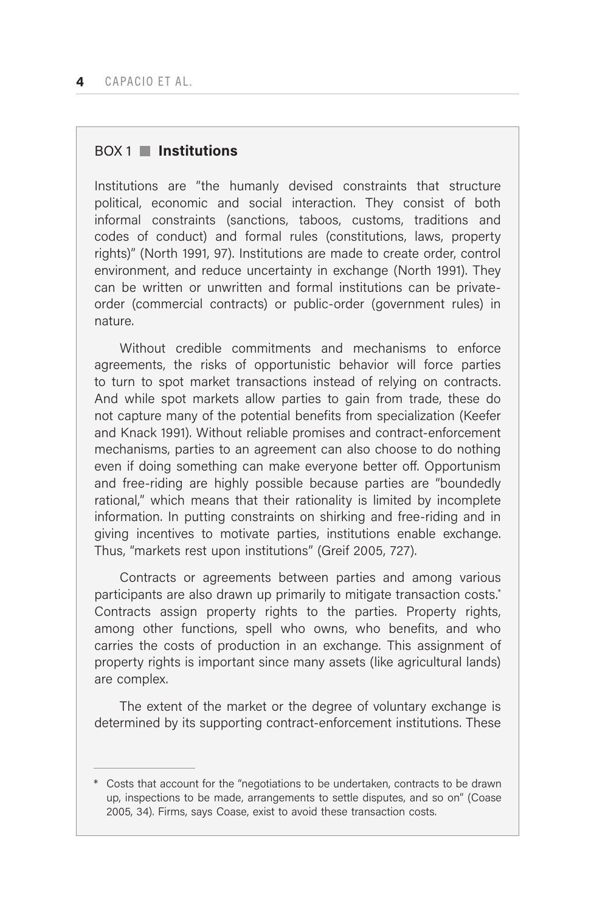### BOX 1 ■ Institutions

Institutions are "the humanly devised constraints that structure political, economic and social interaction. They consist of both informal constraints (sanctions, taboos, customs, traditions and codes of conduct) and formal rules (constitutions, laws, property rights)" (North 1991, 97). Institutions are made to create order, control environment, and reduce uncertainty in exchange (North 1991). They can be written or unwritten and formal institutions can be private-order (commercial contracts) or public-order (government rules) in nature.

Without credible commitments and mechanisms to enforce agreements, the risks of opportunistic behavior will force parties to turn to spot market transactions instead of relying on contracts. And while spot markets allow parties to gain from trade, these do not capture many of the potential benefits from specialization (Keefer and Knack 1991). Without reliable promises and contract-enforcement mechanisms, parties to an agreement can also choose to do nothing even if doing something can make everyone better off. Opportunism and free-riding are highly possible because parties are "boundedly rational," which means that their rationality is limited by incomplete information. In putting constraints on shirking and free-riding and in giving incentives to motivate parties, institutions enable exchange. Thus, "markets rest upon institutions" (Greif 2005, 727).

Contracts or agreements between parties and among various participants are also drawn up primarily to mitigate transaction costs.* Contracts assign property rights to the parties. Property rights, among other functions, spell who owns, who benefits, and who carries the costs of production in an exchange. This assignment of property rights is important since many assets (like agricultural lands) are complex.

The extent of the market or the degree of voluntary exchange is determined by its supporting contract-enforcement institutions. These

---

\* Costs that account for the "negotiations to be undertaken, contracts to be drawn up, inspections to be made, arrangements to settle disputes, and so on" (Coase 2005, 34). Firms, says Coase, exist to avoid these transaction costs.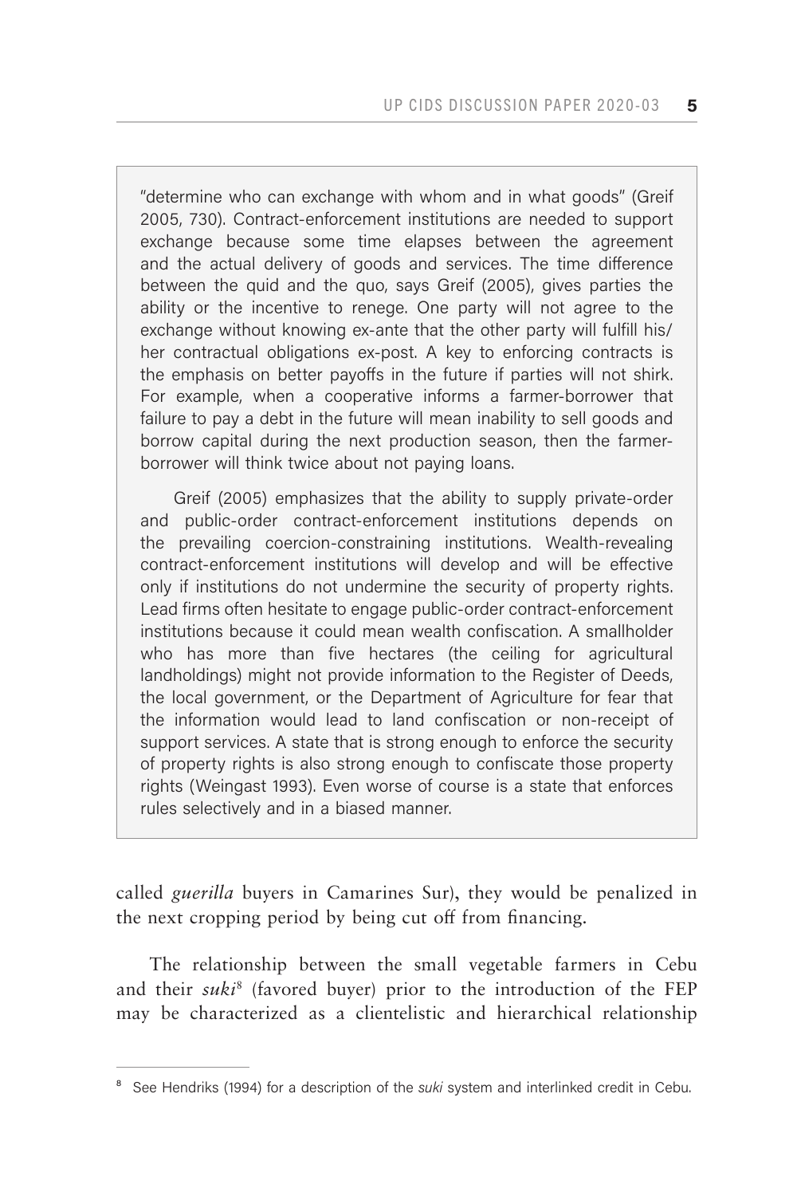"determine who can exchange with whom and in what goods" (Greif 2005, 730). Contract-enforcement institutions are needed to support exchange because some time elapses between the agreement and the actual delivery of goods and services. The time difference between the quid and the quo, says Greif (2005), gives parties the ability or the incentive to renege. One party will not agree to the exchange without knowing ex-ante that the other party will fulfill his/her contractual obligations ex-post. A key to enforcing contracts is the emphasis on better payoffs in the future if parties will not shirk. For example, when a cooperative informs a farmer-borrower that failure to pay a debt in the future will mean inability to sell goods and borrow capital during the next production season, then the farmer-borrower will think twice about not paying loans.

Greif (2005) emphasizes that the ability to supply private-order and public-order contract-enforcement institutions depends on the prevailing coercion-constraining institutions. Wealth-revealing contract-enforcement institutions will develop and will be effective only if institutions do not undermine the security of property rights. Lead firms often hesitate to engage public-order contract-enforcement institutions because it could mean wealth confiscation. A smallholder who has more than five hectares (the ceiling for agricultural landholdings) might not provide information to the Register of Deeds, the local government, or the Department of Agriculture for fear that the information would lead to land confiscation or non-receipt of support services. A state that is strong enough to enforce the security of property rights is also strong enough to confiscate those property rights (Weingast 1993). Even worse of course is a state that enforces rules selectively and in a biased manner.

called *guerilla* buyers in Camarines Sur), they would be penalized in the next cropping period by being cut off from financing.

The relationship between the small vegetable farmers in Cebu and their *suki*[8] (favored buyer) prior to the introduction of the FEP may be characterized as a clientelistic and hierarchical relationship

[8] See Hendriks (1994) for a description of the *suki* system and interlinked credit in Cebu.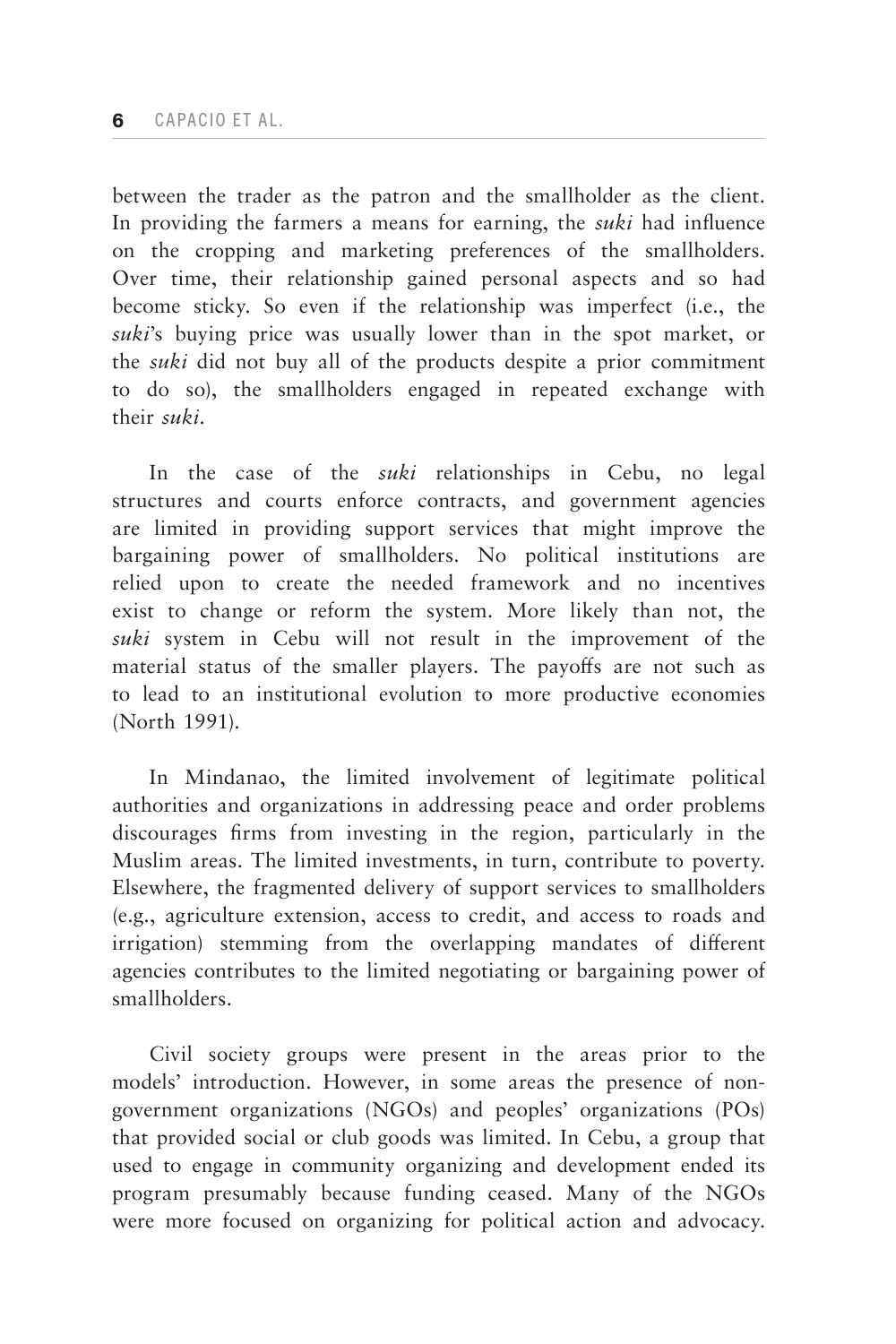between the trader as the patron and the smallholder as the client. In providing the farmers a means for earning, the *suki* had influence on the cropping and marketing preferences of the smallholders. Over time, their relationship gained personal aspects and so had become sticky. So even if the relationship was imperfect (i.e., the *suki*'s buying price was usually lower than in the spot market, or the *suki* did not buy all of the products despite a prior commitment to do so), the smallholders engaged in repeated exchange with their *suki*.

In the case of the *suki* relationships in Cebu, no legal structures and courts enforce contracts, and government agencies are limited in providing support services that might improve the bargaining power of smallholders. No political institutions are relied upon to create the needed framework and no incentives exist to change or reform the system. More likely than not, the *suki* system in Cebu will not result in the improvement of the material status of the smaller players. The payoffs are not such as to lead to an institutional evolution to more productive economies (North 1991).

In Mindanao, the limited involvement of legitimate political authorities and organizations in addressing peace and order problems discourages firms from investing in the region, particularly in the Muslim areas. The limited investments, in turn, contribute to poverty. Elsewhere, the fragmented delivery of support services to smallholders (e.g., agriculture extension, access to credit, and access to roads and irrigation) stemming from the overlapping mandates of different agencies contributes to the limited negotiating or bargaining power of smallholders.

Civil society groups were present in the areas prior to the models' introduction. However, in some areas the presence of non-government organizations (NGOs) and peoples' organizations (POs) that provided social or club goods was limited. In Cebu, a group that used to engage in community organizing and development ended its program presumably because funding ceased. Many of the NGOs were more focused on organizing for political action and advocacy.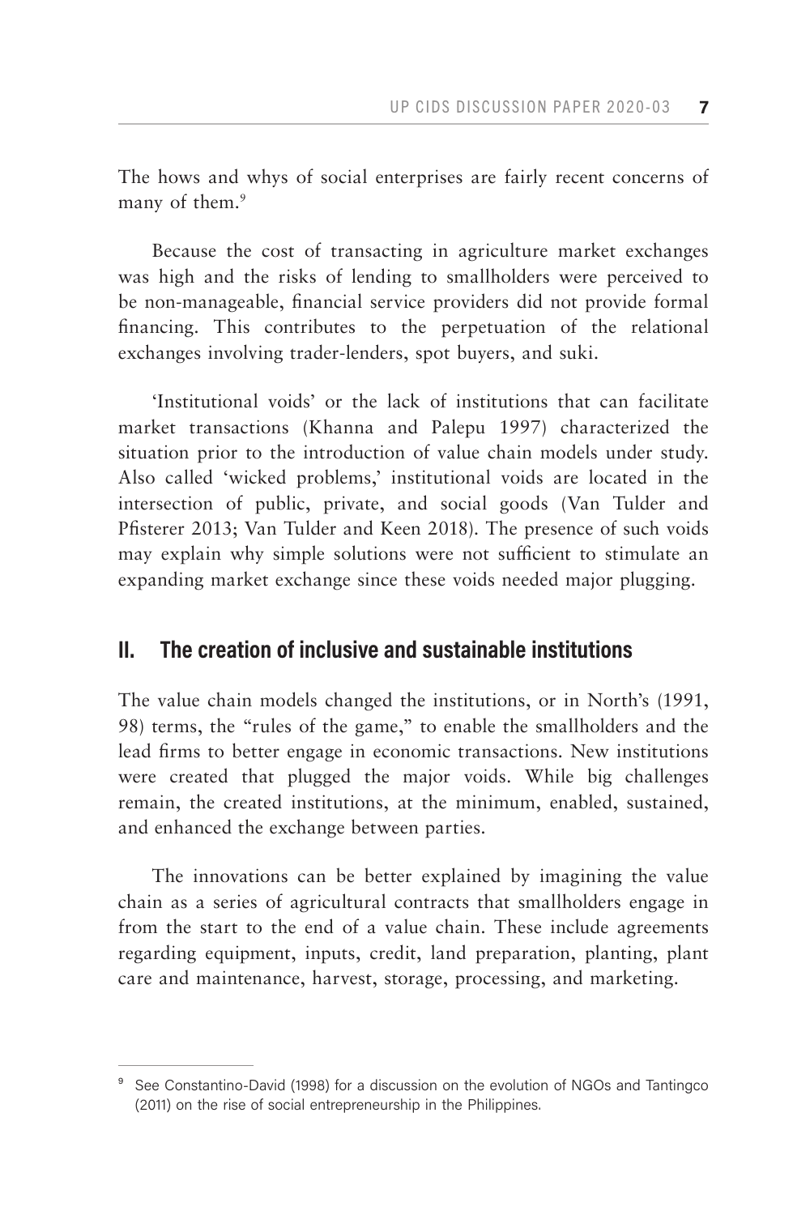The hows and whys of social enterprises are fairly recent concerns of many of them.[9]

Because the cost of transacting in agriculture market exchanges was high and the risks of lending to smallholders were perceived to be non-manageable, financial service providers did not provide formal financing. This contributes to the perpetuation of the relational exchanges involving trader-lenders, spot buyers, and suki.

'Institutional voids' or the lack of institutions that can facilitate market transactions (Khanna and Palepu 1997) characterized the situation prior to the introduction of value chain models under study. Also called 'wicked problems,' institutional voids are located in the intersection of public, private, and social goods (Van Tulder and Pfisterer 2013; Van Tulder and Keen 2018). The presence of such voids may explain why simple solutions were not sufficient to stimulate an expanding market exchange since these voids needed major plugging.

## II. The creation of inclusive and sustainable institutions

The value chain models changed the institutions, or in North's (1991, 98) terms, the "rules of the game," to enable the smallholders and the lead firms to better engage in economic transactions. New institutions were created that plugged the major voids. While big challenges remain, the created institutions, at the minimum, enabled, sustained, and enhanced the exchange between parties.

The innovations can be better explained by imagining the value chain as a series of agricultural contracts that smallholders engage in from the start to the end of a value chain. These include agreements regarding equipment, inputs, credit, land preparation, planting, plant care and maintenance, harvest, storage, processing, and marketing.

---

[9] See Constantino-David (1998) for a discussion on the evolution of NGOs and Tantingco (2011) on the rise of social entrepreneurship in the Philippines.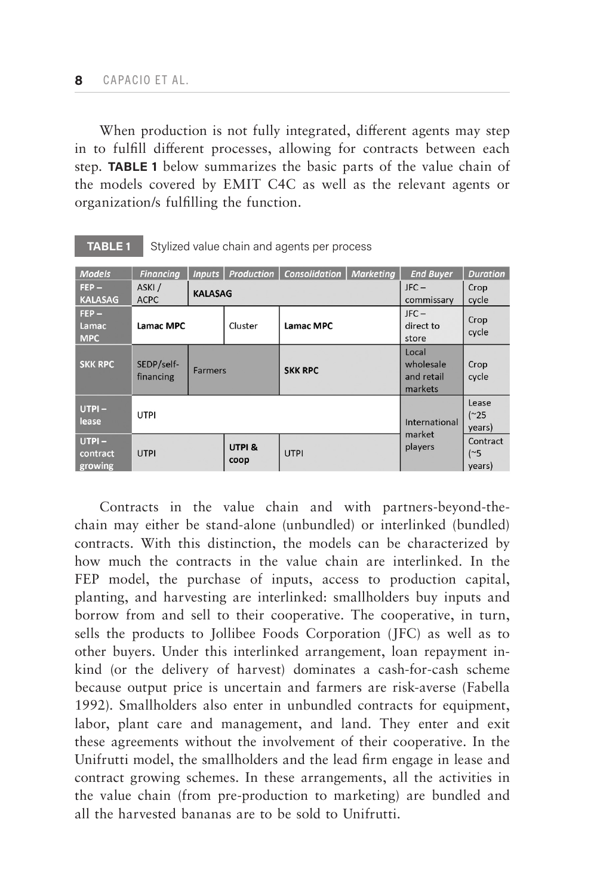When production is not fully integrated, different agents may step in to fulfill different processes, allowing for contracts between each step. **TABLE 1** below summarizes the basic parts of the value chain of the models covered by EMIT C4C as well as the relevant agents or organization/s fulfilling the function.

**TABLE 1** Stylized value chain and agents per process

| *Models* | *Financing* | *Inputs* | *Production* | *Consolidation* | *Marketing* | *End Buyer* | *Duration* |
|---|---|---|---|---|---|---|---|
| **FEP – KALASAG** | ASKI / ACPC | **KALASAG** | | | | JFC – commissary | Crop cycle |
| **FEP – Lamac MPC** | **Lamac MPC** | | Cluster | **Lamac MPC** | | JFC – direct to store | Crop cycle |
| **SKK RPC** | SEDP/self-financing | Farmers | | **SKK RPC** | | Local wholesale and retail markets | Crop cycle |
| **UTPI – lease** | UTPI | | | | | International market players | Lease (~25 years) |
| **UTPI – contract growing** | UTPI | | **UTPI & coop** | UTPI | | International market players | Contract (~5 years) |

Contracts in the value chain and with partners-beyond-the-chain may either be stand-alone (unbundled) or interlinked (bundled) contracts. With this distinction, the models can be characterized by how much the contracts in the value chain are interlinked. In the FEP model, the purchase of inputs, access to production capital, planting, and harvesting are interlinked: smallholders buy inputs and borrow from and sell to their cooperative. The cooperative, in turn, sells the products to Jollibee Foods Corporation (JFC) as well as to other buyers. Under this interlinked arrangement, loan repayment in-kind (or the delivery of harvest) dominates a cash-for-cash scheme because output price is uncertain and farmers are risk-averse (Fabella 1992). Smallholders also enter in unbundled contracts for equipment, labor, plant care and management, and land. They enter and exit these agreements without the involvement of their cooperative. In the Unifrutti model, the smallholders and the lead firm engage in lease and contract growing schemes. In these arrangements, all the activities in the value chain (from pre-production to marketing) are bundled and all the harvested bananas are to be sold to Unifrutti.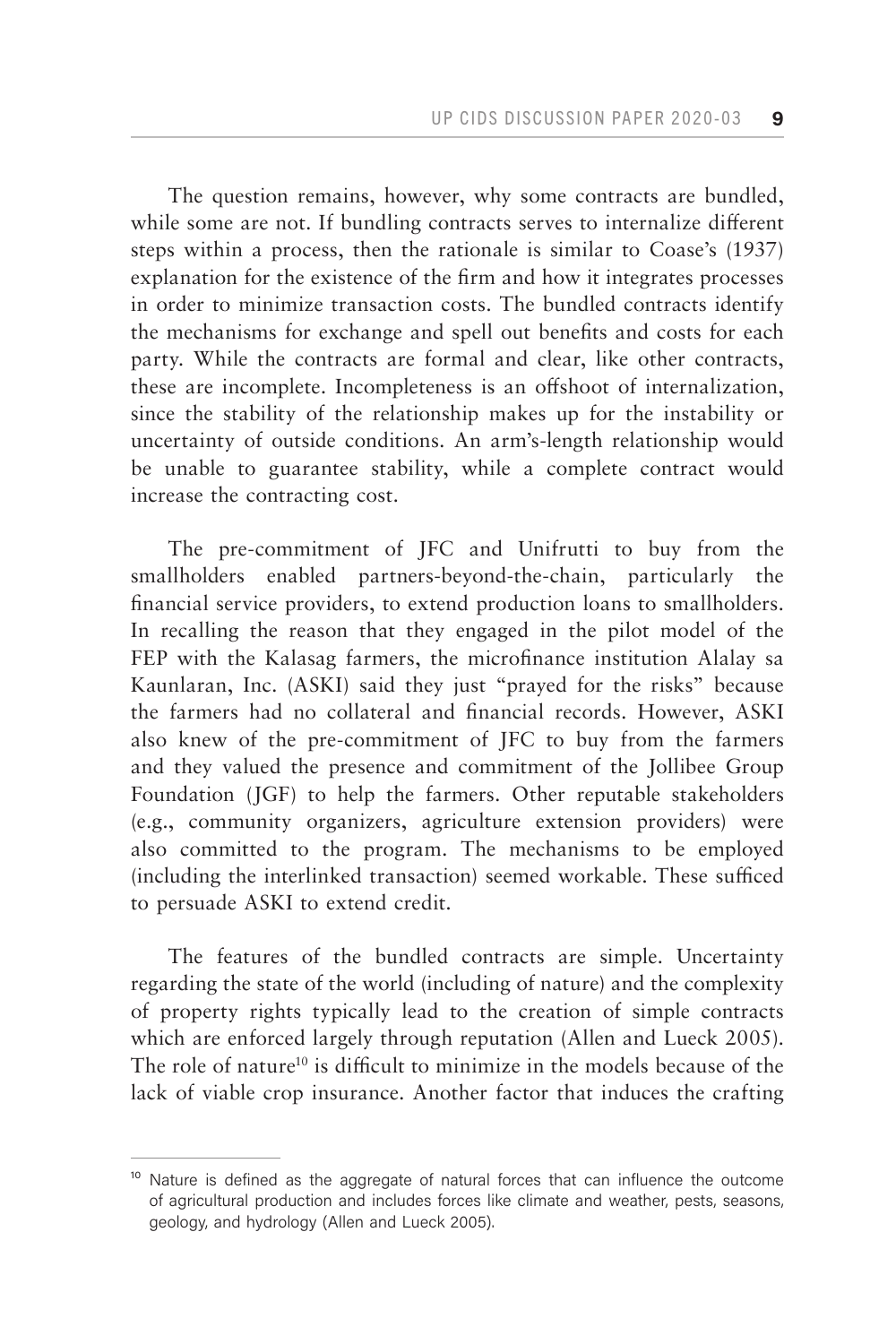The question remains, however, why some contracts are bundled, while some are not. If bundling contracts serves to internalize different steps within a process, then the rationale is similar to Coase's (1937) explanation for the existence of the firm and how it integrates processes in order to minimize transaction costs. The bundled contracts identify the mechanisms for exchange and spell out benefits and costs for each party. While the contracts are formal and clear, like other contracts, these are incomplete. Incompleteness is an offshoot of internalization, since the stability of the relationship makes up for the instability or uncertainty of outside conditions. An arm's-length relationship would be unable to guarantee stability, while a complete contract would increase the contracting cost.

The pre-commitment of JFC and Unifrutti to buy from the smallholders enabled partners-beyond-the-chain, particularly the financial service providers, to extend production loans to smallholders. In recalling the reason that they engaged in the pilot model of the FEP with the Kalasag farmers, the microfinance institution Alalay sa Kaunlaran, Inc. (ASKI) said they just "prayed for the risks" because the farmers had no collateral and financial records. However, ASKI also knew of the pre-commitment of JFC to buy from the farmers and they valued the presence and commitment of the Jollibee Group Foundation (JGF) to help the farmers. Other reputable stakeholders (e.g., community organizers, agriculture extension providers) were also committed to the program. The mechanisms to be employed (including the interlinked transaction) seemed workable. These sufficed to persuade ASKI to extend credit.

The features of the bundled contracts are simple. Uncertainty regarding the state of the world (including of nature) and the complexity of property rights typically lead to the creation of simple contracts which are enforced largely through reputation (Allen and Lueck 2005). The role of nature[10] is difficult to minimize in the models because of the lack of viable crop insurance. Another factor that induces the crafting

[10] Nature is defined as the aggregate of natural forces that can influence the outcome of agricultural production and includes forces like climate and weather, pests, seasons, geology, and hydrology (Allen and Lueck 2005).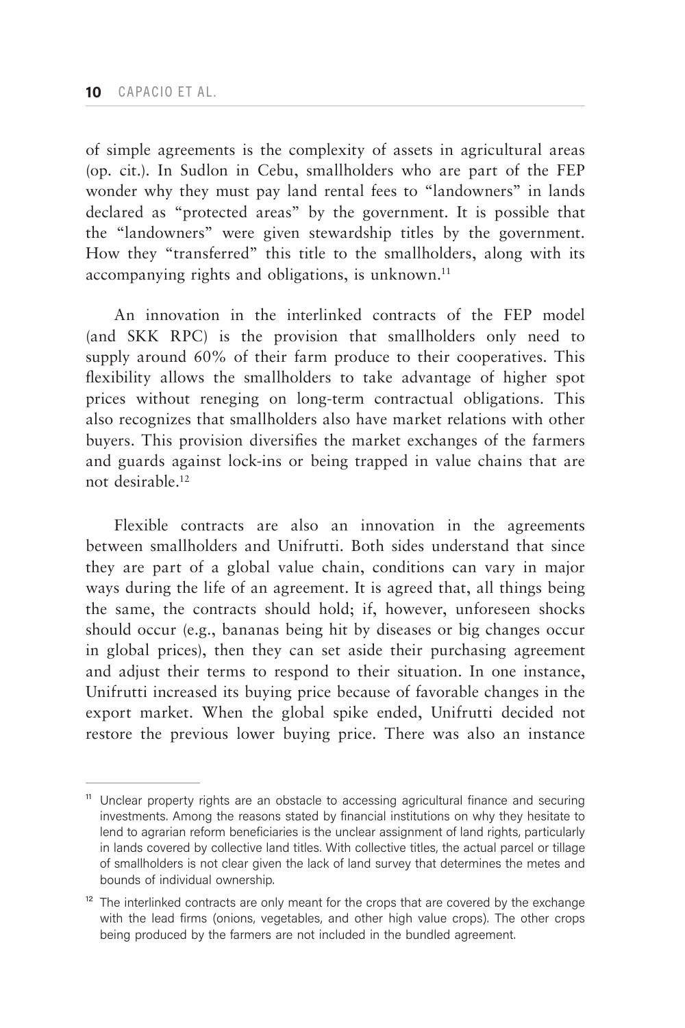of simple agreements is the complexity of assets in agricultural areas (op. cit.). In Sudlon in Cebu, smallholders who are part of the FEP wonder why they must pay land rental fees to "landowners" in lands declared as "protected areas" by the government. It is possible that the "landowners" were given stewardship titles by the government. How they "transferred" this title to the smallholders, along with its accompanying rights and obligations, is unknown.[11]

An innovation in the interlinked contracts of the FEP model (and SKK RPC) is the provision that smallholders only need to supply around 60% of their farm produce to their cooperatives. This flexibility allows the smallholders to take advantage of higher spot prices without reneging on long-term contractual obligations. This also recognizes that smallholders also have market relations with other buyers. This provision diversifies the market exchanges of the farmers and guards against lock-ins or being trapped in value chains that are not desirable.[12]

Flexible contracts are also an innovation in the agreements between smallholders and Unifrutti. Both sides understand that since they are part of a global value chain, conditions can vary in major ways during the life of an agreement. It is agreed that, all things being the same, the contracts should hold; if, however, unforeseen shocks should occur (e.g., bananas being hit by diseases or big changes occur in global prices), then they can set aside their purchasing agreement and adjust their terms to respond to their situation. In one instance, Unifrutti increased its buying price because of favorable changes in the export market. When the global spike ended, Unifrutti decided not restore the previous lower buying price. There was also an instance

---

[11] Unclear property rights are an obstacle to accessing agricultural finance and securing investments. Among the reasons stated by financial institutions on why they hesitate to lend to agrarian reform beneficiaries is the unclear assignment of land rights, particularly in lands covered by collective land titles. With collective titles, the actual parcel or tillage of smallholders is not clear given the lack of land survey that determines the metes and bounds of individual ownership.

[12] The interlinked contracts are only meant for the crops that are covered by the exchange with the lead firms (onions, vegetables, and other high value crops). The other crops being produced by the farmers are not included in the bundled agreement.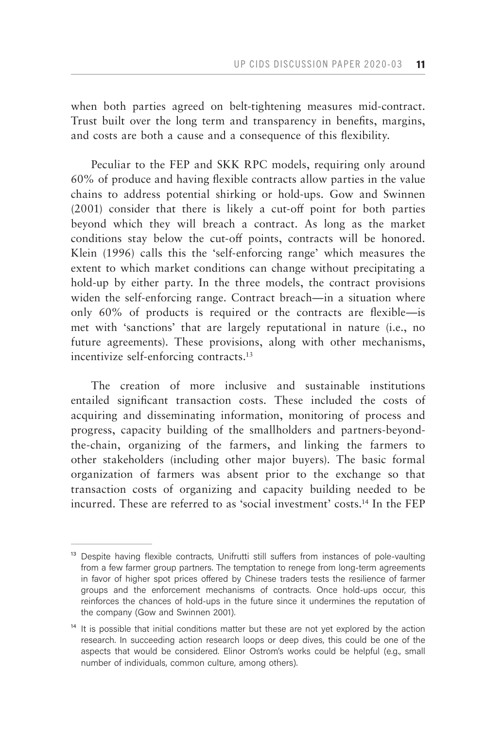when both parties agreed on belt-tightening measures mid-contract. Trust built over the long term and transparency in benefits, margins, and costs are both a cause and a consequence of this flexibility.

Peculiar to the FEP and SKK RPC models, requiring only around 60% of produce and having flexible contracts allow parties in the value chains to address potential shirking or hold-ups. Gow and Swinnen (2001) consider that there is likely a cut-off point for both parties beyond which they will breach a contract. As long as the market conditions stay below the cut-off points, contracts will be honored. Klein (1996) calls this the 'self-enforcing range' which measures the extent to which market conditions can change without precipitating a hold-up by either party. In the three models, the contract provisions widen the self-enforcing range. Contract breach—in a situation where only 60% of products is required or the contracts are flexible—is met with 'sanctions' that are largely reputational in nature (i.e., no future agreements). These provisions, along with other mechanisms, incentivize self-enforcing contracts.[13]

The creation of more inclusive and sustainable institutions entailed significant transaction costs. These included the costs of acquiring and disseminating information, monitoring of process and progress, capacity building of the smallholders and partners-beyond-the-chain, organizing of the farmers, and linking the farmers to other stakeholders (including other major buyers). The basic formal organization of farmers was absent prior to the exchange so that transaction costs of organizing and capacity building needed to be incurred. These are referred to as 'social investment' costs.[14] In the FEP

---

[13] Despite having flexible contracts, Unifrutti still suffers from instances of pole-vaulting from a few farmer group partners. The temptation to renege from long-term agreements in favor of higher spot prices offered by Chinese traders tests the resilience of farmer groups and the enforcement mechanisms of contracts. Once hold-ups occur, this reinforces the chances of hold-ups in the future since it undermines the reputation of the company (Gow and Swinnen 2001).

[14] It is possible that initial conditions matter but these are not yet explored by the action research. In succeeding action research loops or deep dives, this could be one of the aspects that would be considered. Elinor Ostrom's works could be helpful (e.g., small number of individuals, common culture, among others).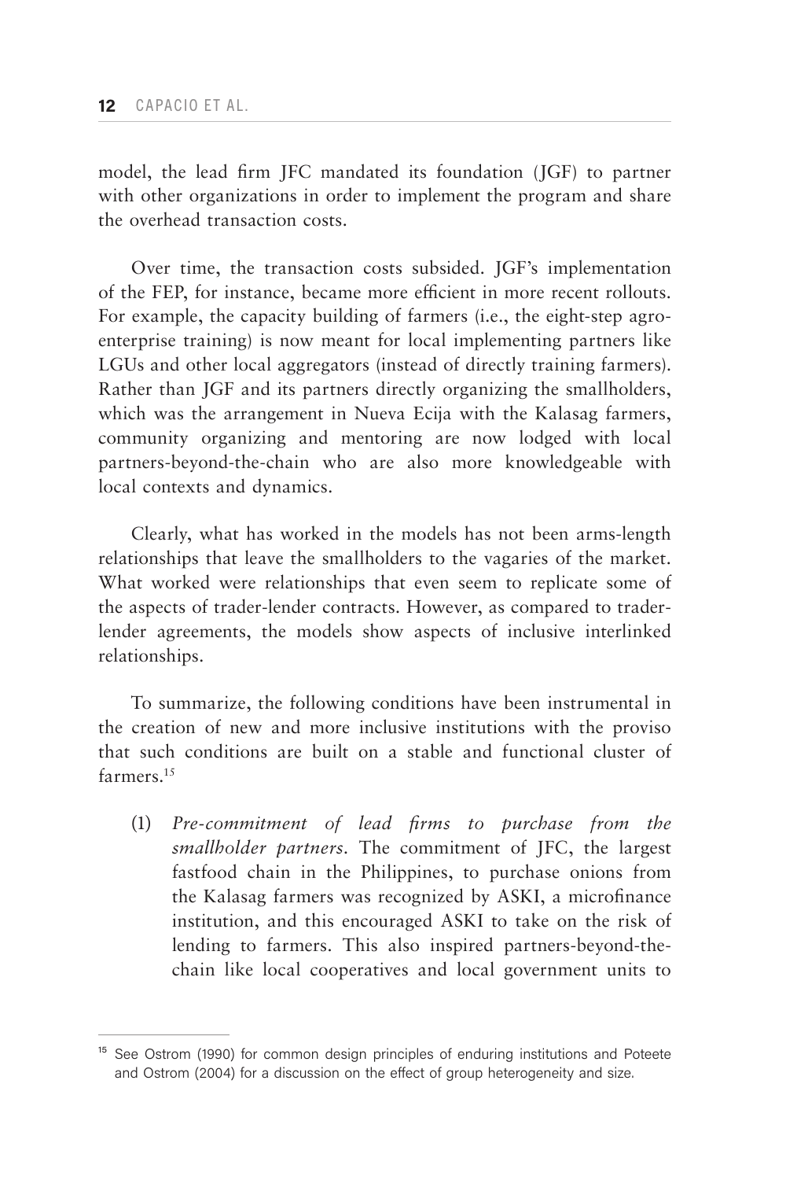model, the lead firm JFC mandated its foundation (JGF) to partner with other organizations in order to implement the program and share the overhead transaction costs.

Over time, the transaction costs subsided. JGF's implementation of the FEP, for instance, became more efficient in more recent rollouts. For example, the capacity building of farmers (i.e., the eight-step agro-enterprise training) is now meant for local implementing partners like LGUs and other local aggregators (instead of directly training farmers). Rather than JGF and its partners directly organizing the smallholders, which was the arrangement in Nueva Ecija with the Kalasag farmers, community organizing and mentoring are now lodged with local partners-beyond-the-chain who are also more knowledgeable with local contexts and dynamics.

Clearly, what has worked in the models has not been arms-length relationships that leave the smallholders to the vagaries of the market. What worked were relationships that even seem to replicate some of the aspects of trader-lender contracts. However, as compared to trader-lender agreements, the models show aspects of inclusive interlinked relationships.

To summarize, the following conditions have been instrumental in the creation of new and more inclusive institutions with the proviso that such conditions are built on a stable and functional cluster of farmers.[15]

(1) *Pre-commitment of lead firms to purchase from the smallholder partners*. The commitment of JFC, the largest fastfood chain in the Philippines, to purchase onions from the Kalasag farmers was recognized by ASKI, a microfinance institution, and this encouraged ASKI to take on the risk of lending to farmers. This also inspired partners-beyond-the-chain like local cooperatives and local government units to

---

[15] See Ostrom (1990) for common design principles of enduring institutions and Poteete and Ostrom (2004) for a discussion on the effect of group heterogeneity and size.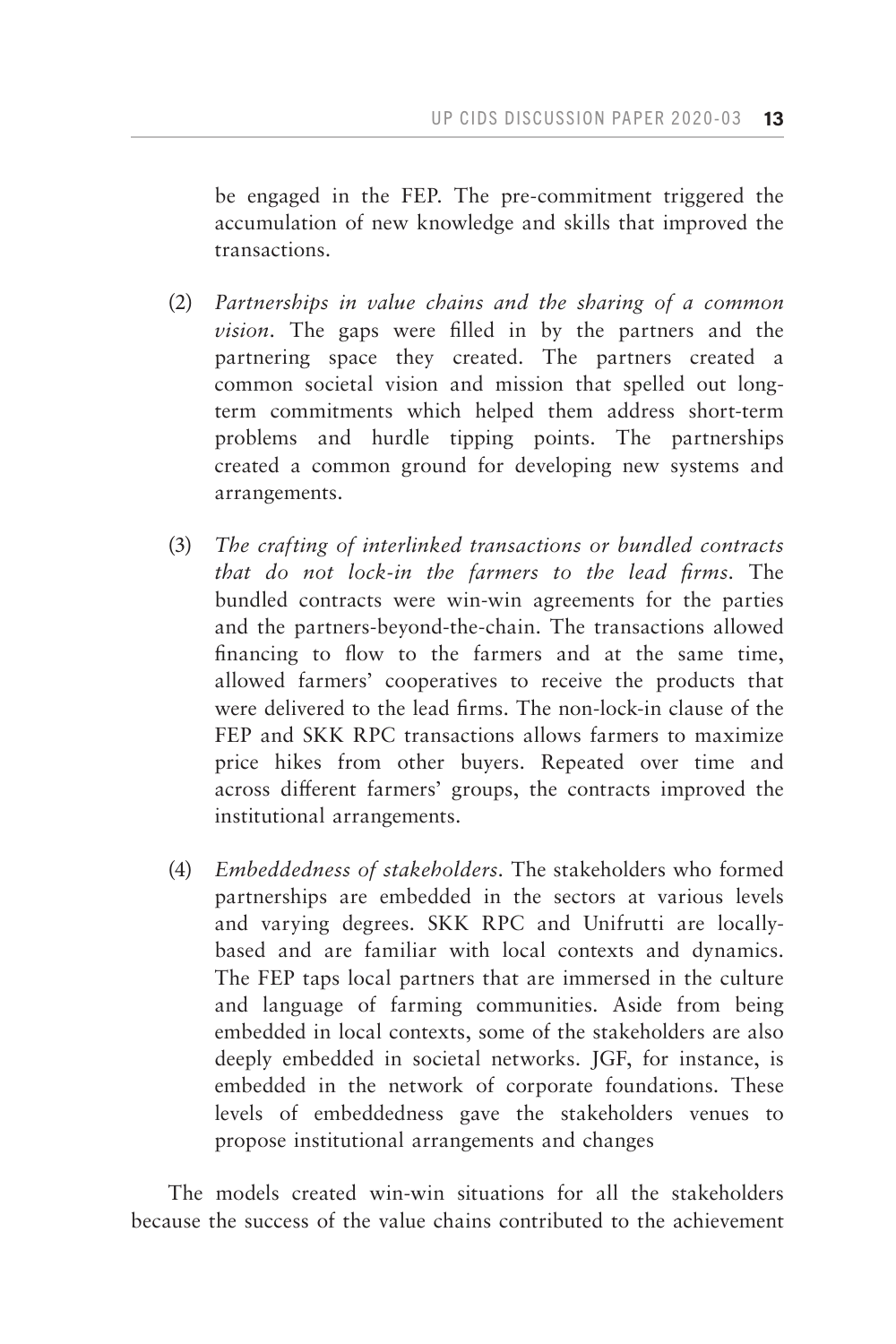be engaged in the FEP. The pre-commitment triggered the accumulation of new knowledge and skills that improved the transactions.

(2) *Partnerships in value chains and the sharing of a common vision*. The gaps were filled in by the partners and the partnering space they created. The partners created a common societal vision and mission that spelled out long-term commitments which helped them address short-term problems and hurdle tipping points. The partnerships created a common ground for developing new systems and arrangements.

(3) *The crafting of interlinked transactions or bundled contracts that do not lock-in the farmers to the lead firms*. The bundled contracts were win-win agreements for the parties and the partners-beyond-the-chain. The transactions allowed financing to flow to the farmers and at the same time, allowed farmers' cooperatives to receive the products that were delivered to the lead firms. The non-lock-in clause of the FEP and SKK RPC transactions allows farmers to maximize price hikes from other buyers. Repeated over time and across different farmers' groups, the contracts improved the institutional arrangements.

(4) *Embeddedness of stakeholders*. The stakeholders who formed partnerships are embedded in the sectors at various levels and varying degrees. SKK RPC and Unifrutti are locally-based and are familiar with local contexts and dynamics. The FEP taps local partners that are immersed in the culture and language of farming communities. Aside from being embedded in local contexts, some of the stakeholders are also deeply embedded in societal networks. JGF, for instance, is embedded in the network of corporate foundations. These levels of embeddedness gave the stakeholders venues to propose institutional arrangements and changes

The models created win-win situations for all the stakeholders because the success of the value chains contributed to the achievement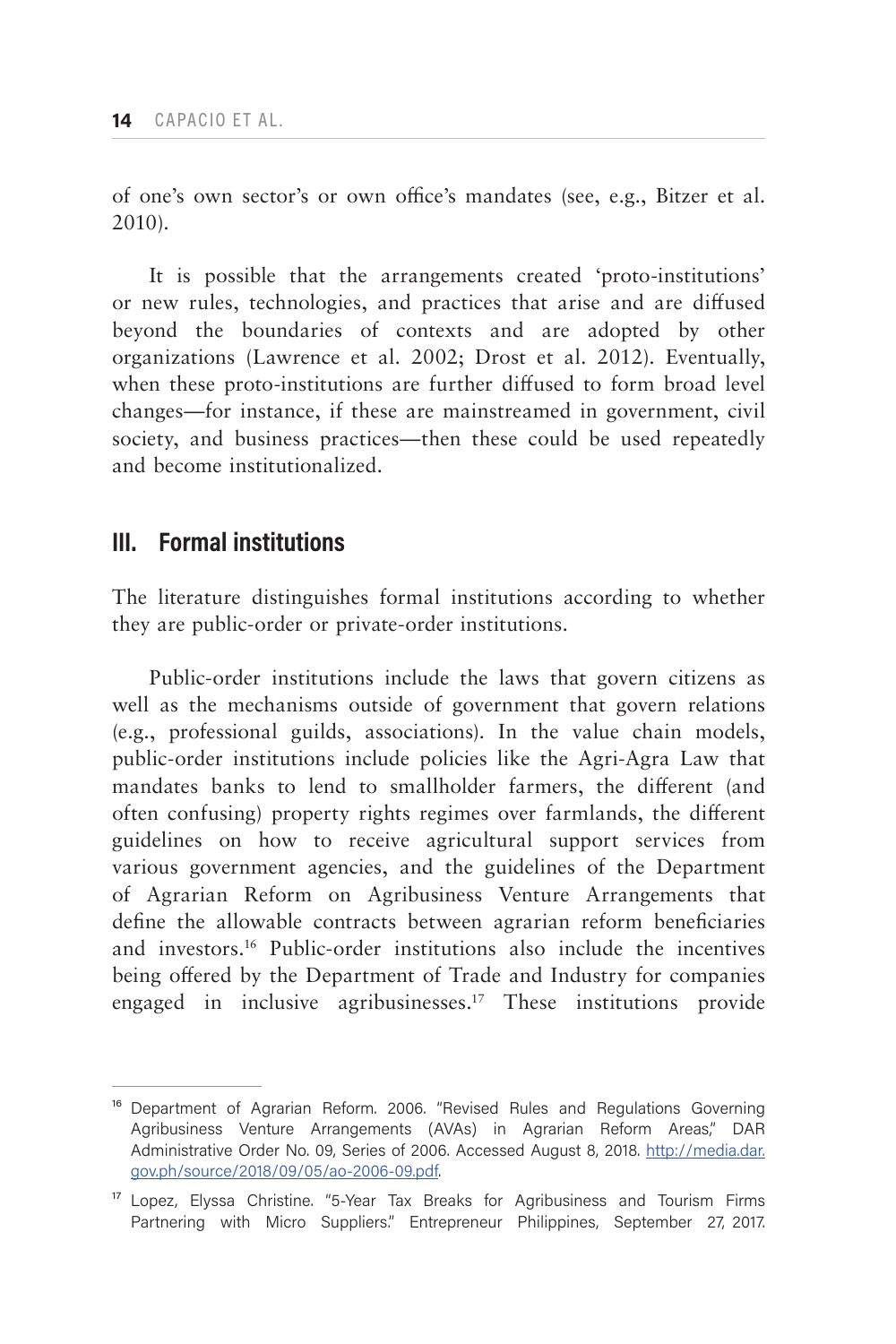of one's own sector's or own office's mandates (see, e.g., Bitzer et al. 2010).

It is possible that the arrangements created 'proto-institutions' or new rules, technologies, and practices that arise and are diffused beyond the boundaries of contexts and are adopted by other organizations (Lawrence et al. 2002; Drost et al. 2012). Eventually, when these proto-institutions are further diffused to form broad level changes—for instance, if these are mainstreamed in government, civil society, and business practices—then these could be used repeatedly and become institutionalized.

## III. Formal institutions

The literature distinguishes formal institutions according to whether they are public-order or private-order institutions.

Public-order institutions include the laws that govern citizens as well as the mechanisms outside of government that govern relations (e.g., professional guilds, associations). In the value chain models, public-order institutions include policies like the Agri-Agra Law that mandates banks to lend to smallholder farmers, the different (and often confusing) property rights regimes over farmlands, the different guidelines on how to receive agricultural support services from various government agencies, and the guidelines of the Department of Agrarian Reform on Agribusiness Venture Arrangements that define the allowable contracts between agrarian reform beneficiaries and investors.[16] Public-order institutions also include the incentives being offered by the Department of Trade and Industry for companies engaged in inclusive agribusinesses.[17] These institutions provide

---

[16] Department of Agrarian Reform. 2006. "Revised Rules and Regulations Governing Agribusiness Venture Arrangements (AVAs) in Agrarian Reform Areas," DAR Administrative Order No. 09, Series of 2006. Accessed August 8, 2018. http://media.dar.gov.ph/source/2018/09/05/ao-2006-09.pdf.

[17] Lopez, Elyssa Christine. "5-Year Tax Breaks for Agribusiness and Tourism Firms Partnering with Micro Suppliers." Entrepreneur Philippines, September 27, 2017.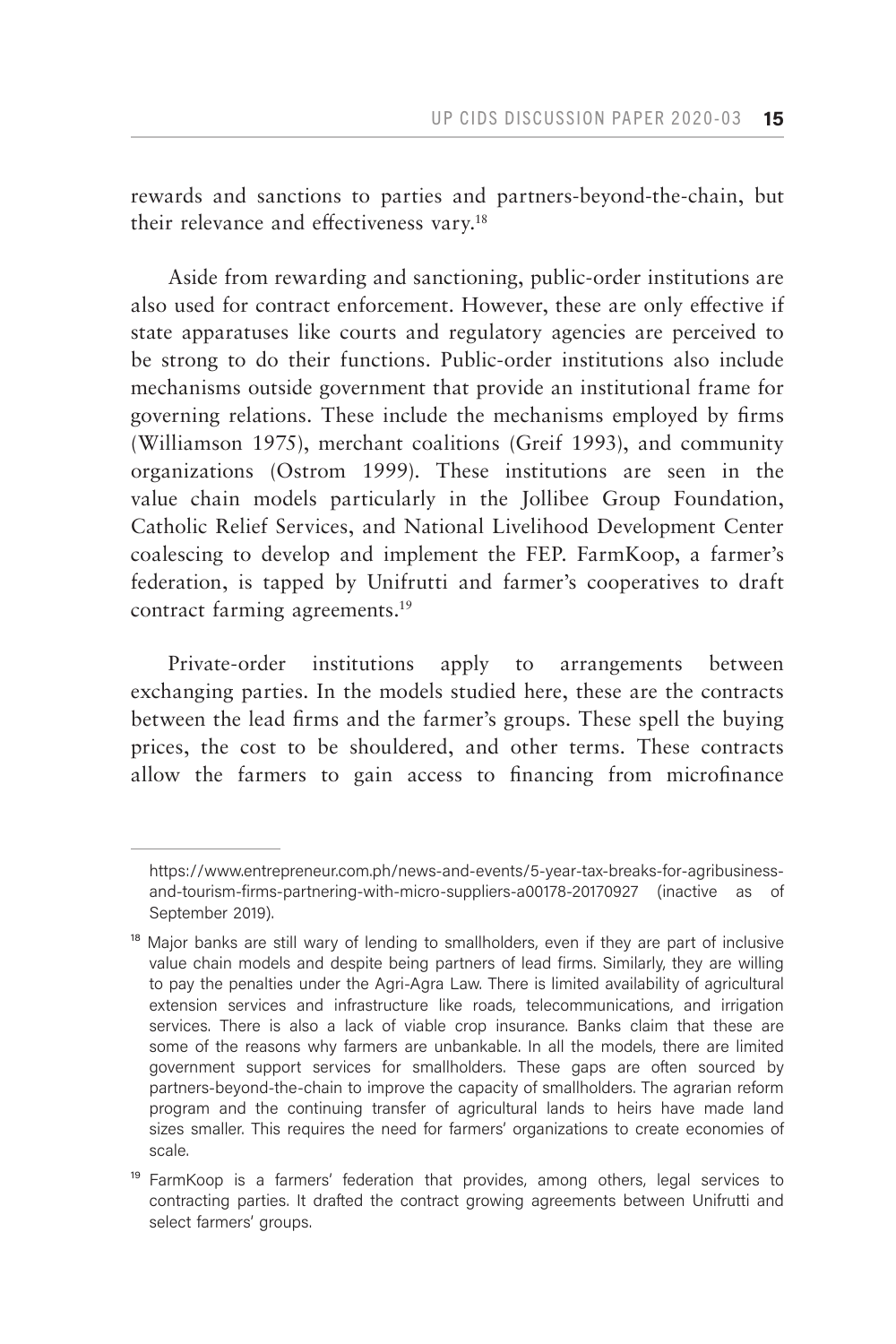rewards and sanctions to parties and partners-beyond-the-chain, but their relevance and effectiveness vary.[18]

Aside from rewarding and sanctioning, public-order institutions are also used for contract enforcement. However, these are only effective if state apparatuses like courts and regulatory agencies are perceived to be strong to do their functions. Public-order institutions also include mechanisms outside government that provide an institutional frame for governing relations. These include the mechanisms employed by firms (Williamson 1975), merchant coalitions (Greif 1993), and community organizations (Ostrom 1999). These institutions are seen in the value chain models particularly in the Jollibee Group Foundation, Catholic Relief Services, and National Livelihood Development Center coalescing to develop and implement the FEP. FarmKoop, a farmer's federation, is tapped by Unifrutti and farmer's cooperatives to draft contract farming agreements.[19]

Private-order institutions apply to arrangements between exchanging parties. In the models studied here, these are the contracts between the lead firms and the farmer's groups. These spell the buying prices, the cost to be shouldered, and other terms. These contracts allow the farmers to gain access to financing from microfinance

---

https://www.entrepreneur.com.ph/news-and-events/5-year-tax-breaks-for-agribusiness-and-tourism-firms-partnering-with-micro-suppliers-a00178-20170927 (inactive as of September 2019).

[18] Major banks are still wary of lending to smallholders, even if they are part of inclusive value chain models and despite being partners of lead firms. Similarly, they are willing to pay the penalties under the Agri-Agra Law. There is limited availability of agricultural extension services and infrastructure like roads, telecommunications, and irrigation services. There is also a lack of viable crop insurance. Banks claim that these are some of the reasons why farmers are unbankable. In all the models, there are limited government support services for smallholders. These gaps are often sourced by partners-beyond-the-chain to improve the capacity of smallholders. The agrarian reform program and the continuing transfer of agricultural lands to heirs have made land sizes smaller. This requires the need for farmers' organizations to create economies of scale.

[19] FarmKoop is a farmers' federation that provides, among others, legal services to contracting parties. It drafted the contract growing agreements between Unifrutti and select farmers' groups.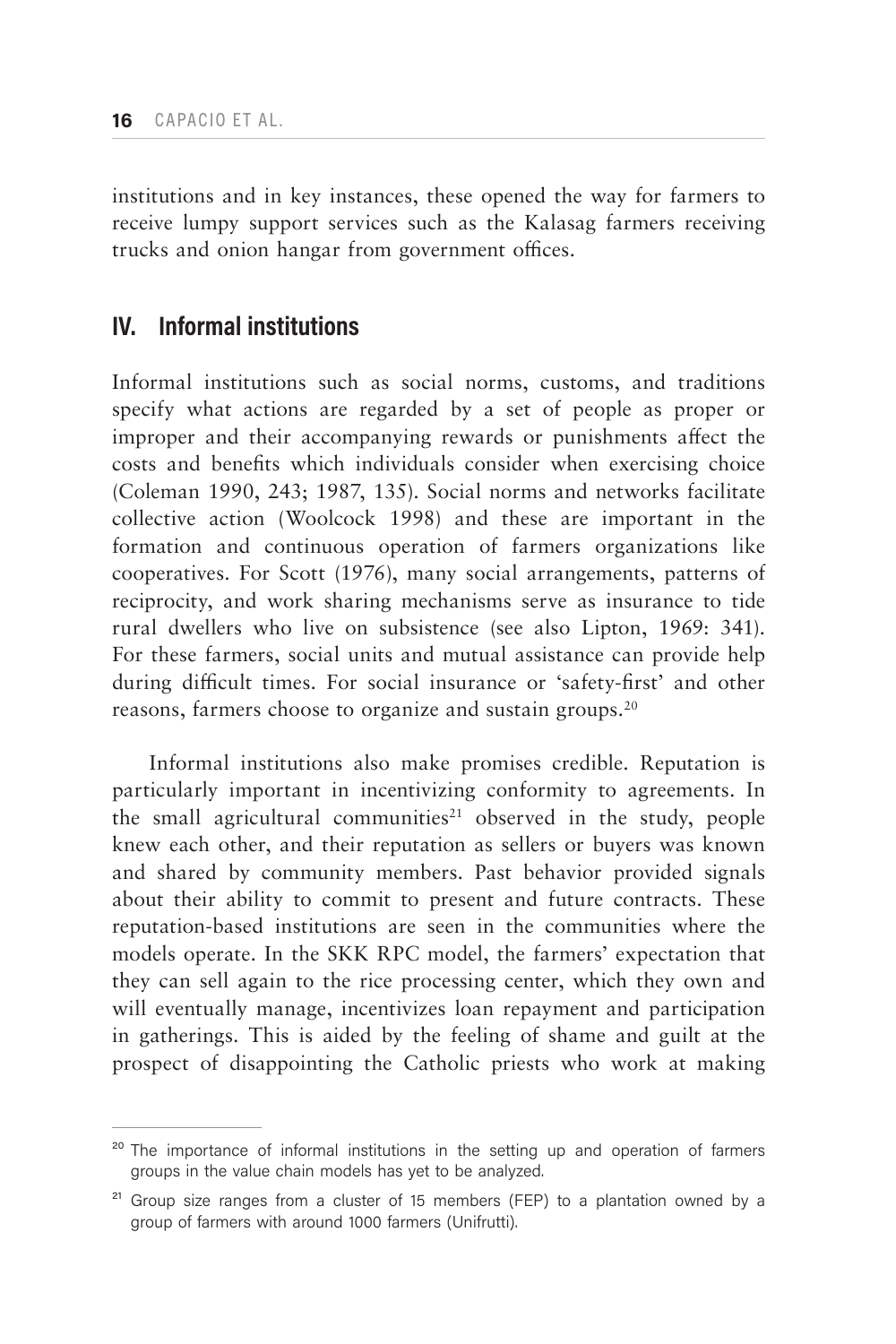institutions and in key instances, these opened the way for farmers to receive lumpy support services such as the Kalasag farmers receiving trucks and onion hangar from government offices.

## IV. Informal institutions

Informal institutions such as social norms, customs, and traditions specify what actions are regarded by a set of people as proper or improper and their accompanying rewards or punishments affect the costs and benefits which individuals consider when exercising choice (Coleman 1990, 243; 1987, 135). Social norms and networks facilitate collective action (Woolcock 1998) and these are important in the formation and continuous operation of farmers organizations like cooperatives. For Scott (1976), many social arrangements, patterns of reciprocity, and work sharing mechanisms serve as insurance to tide rural dwellers who live on subsistence (see also Lipton, 1969: 341). For these farmers, social units and mutual assistance can provide help during difficult times. For social insurance or 'safety-first' and other reasons, farmers choose to organize and sustain groups.[20]

Informal institutions also make promises credible. Reputation is particularly important in incentivizing conformity to agreements. In the small agricultural communities[21] observed in the study, people knew each other, and their reputation as sellers or buyers was known and shared by community members. Past behavior provided signals about their ability to commit to present and future contracts. These reputation-based institutions are seen in the communities where the models operate. In the SKK RPC model, the farmers' expectation that they can sell again to the rice processing center, which they own and will eventually manage, incentivizes loan repayment and participation in gatherings. This is aided by the feeling of shame and guilt at the prospect of disappointing the Catholic priests who work at making

---

[20] The importance of informal institutions in the setting up and operation of farmers groups in the value chain models has yet to be analyzed.

[21] Group size ranges from a cluster of 15 members (FEP) to a plantation owned by a group of farmers with around 1000 farmers (Unifrutti).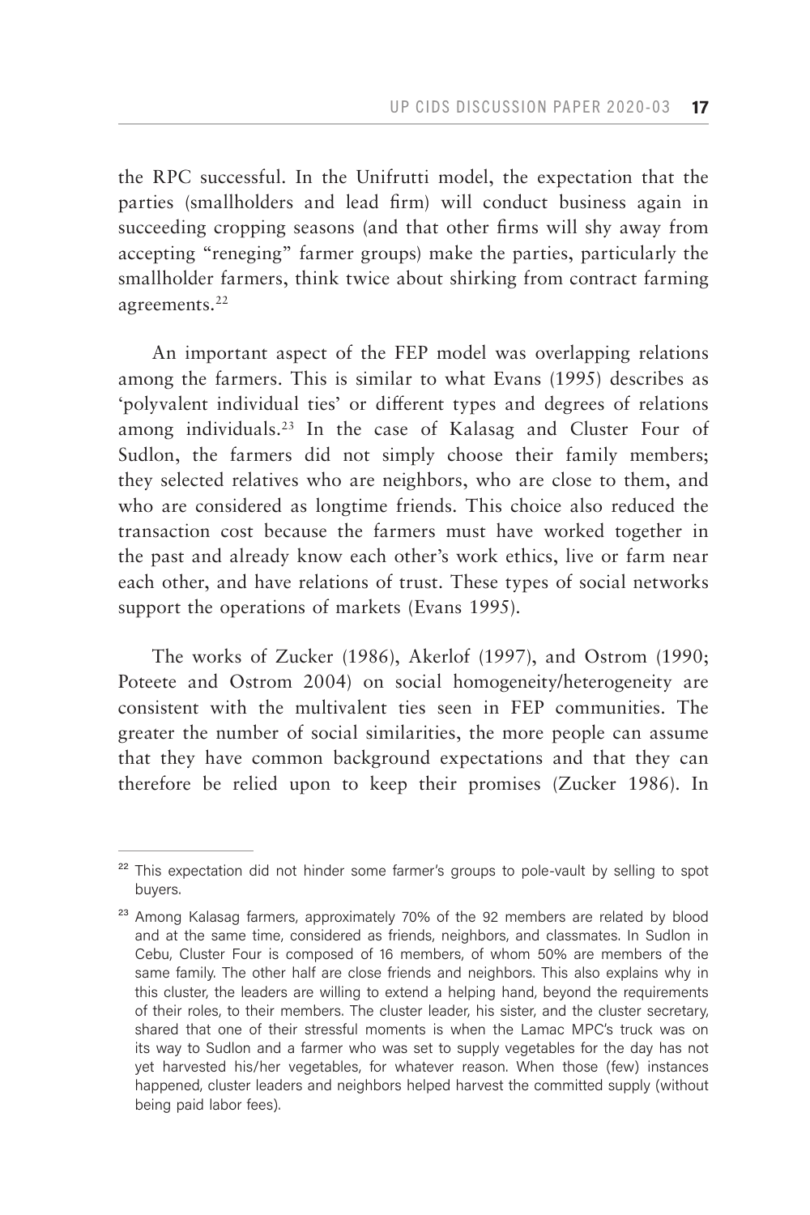the RPC successful. In the Unifrutti model, the expectation that the parties (smallholders and lead firm) will conduct business again in succeeding cropping seasons (and that other firms will shy away from accepting "reneging" farmer groups) make the parties, particularly the smallholder farmers, think twice about shirking from contract farming agreements.[22]

An important aspect of the FEP model was overlapping relations among the farmers. This is similar to what Evans (1995) describes as 'polyvalent individual ties' or different types and degrees of relations among individuals.[23] In the case of Kalasag and Cluster Four of Sudlon, the farmers did not simply choose their family members; they selected relatives who are neighbors, who are close to them, and who are considered as longtime friends. This choice also reduced the transaction cost because the farmers must have worked together in the past and already know each other's work ethics, live or farm near each other, and have relations of trust. These types of social networks support the operations of markets (Evans 1995).

The works of Zucker (1986), Akerlof (1997), and Ostrom (1990; Poteete and Ostrom 2004) on social homogeneity/heterogeneity are consistent with the multivalent ties seen in FEP communities. The greater the number of social similarities, the more people can assume that they have common background expectations and that they can therefore be relied upon to keep their promises (Zucker 1986). In

---

[22] This expectation did not hinder some farmer's groups to pole-vault by selling to spot buyers.

[23] Among Kalasag farmers, approximately 70% of the 92 members are related by blood and at the same time, considered as friends, neighbors, and classmates. In Sudlon in Cebu, Cluster Four is composed of 16 members, of whom 50% are members of the same family. The other half are close friends and neighbors. This also explains why in this cluster, the leaders are willing to extend a helping hand, beyond the requirements of their roles, to their members. The cluster leader, his sister, and the cluster secretary, shared that one of their stressful moments is when the Lamac MPC's truck was on its way to Sudlon and a farmer who was set to supply vegetables for the day has not yet harvested his/her vegetables, for whatever reason. When those (few) instances happened, cluster leaders and neighbors helped harvest the committed supply (without being paid labor fees).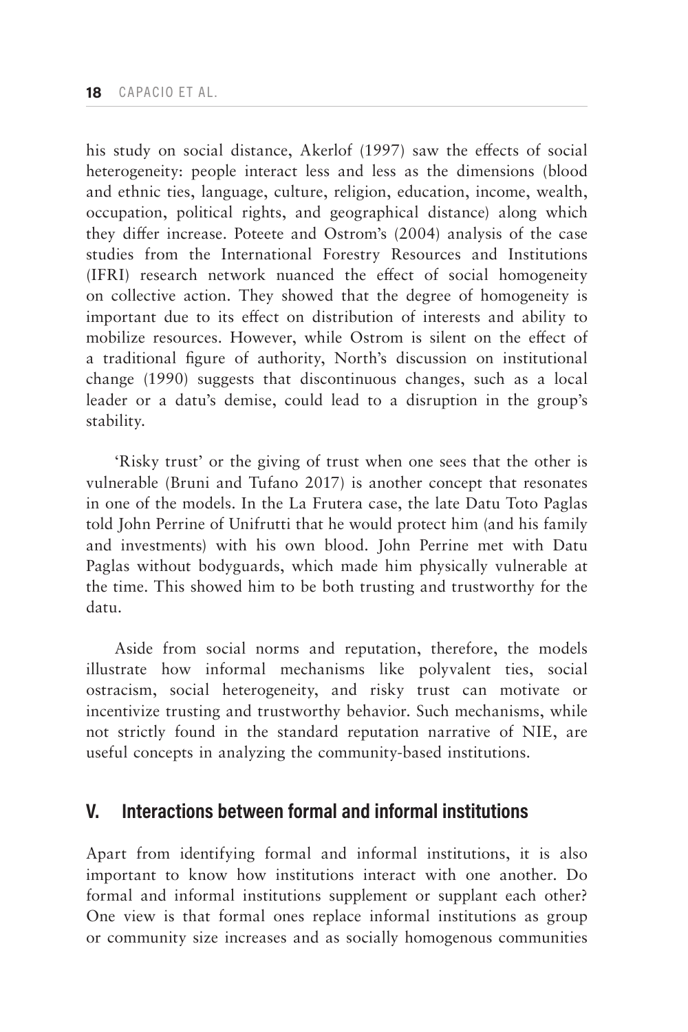his study on social distance, Akerlof (1997) saw the effects of social heterogeneity: people interact less and less as the dimensions (blood and ethnic ties, language, culture, religion, education, income, wealth, occupation, political rights, and geographical distance) along which they differ increase. Poteete and Ostrom's (2004) analysis of the case studies from the International Forestry Resources and Institutions (IFRI) research network nuanced the effect of social homogeneity on collective action. They showed that the degree of homogeneity is important due to its effect on distribution of interests and ability to mobilize resources. However, while Ostrom is silent on the effect of a traditional figure of authority, North's discussion on institutional change (1990) suggests that discontinuous changes, such as a local leader or a datu's demise, could lead to a disruption in the group's stability.

'Risky trust' or the giving of trust when one sees that the other is vulnerable (Bruni and Tufano 2017) is another concept that resonates in one of the models. In the La Frutera case, the late Datu Toto Paglas told John Perrine of Unifrutti that he would protect him (and his family and investments) with his own blood. John Perrine met with Datu Paglas without bodyguards, which made him physically vulnerable at the time. This showed him to be both trusting and trustworthy for the datu.

Aside from social norms and reputation, therefore, the models illustrate how informal mechanisms like polyvalent ties, social ostracism, social heterogeneity, and risky trust can motivate or incentivize trusting and trustworthy behavior. Such mechanisms, while not strictly found in the standard reputation narrative of NIE, are useful concepts in analyzing the community-based institutions.

## V. Interactions between formal and informal institutions

Apart from identifying formal and informal institutions, it is also important to know how institutions interact with one another. Do formal and informal institutions supplement or supplant each other? One view is that formal ones replace informal institutions as group or community size increases and as socially homogenous communities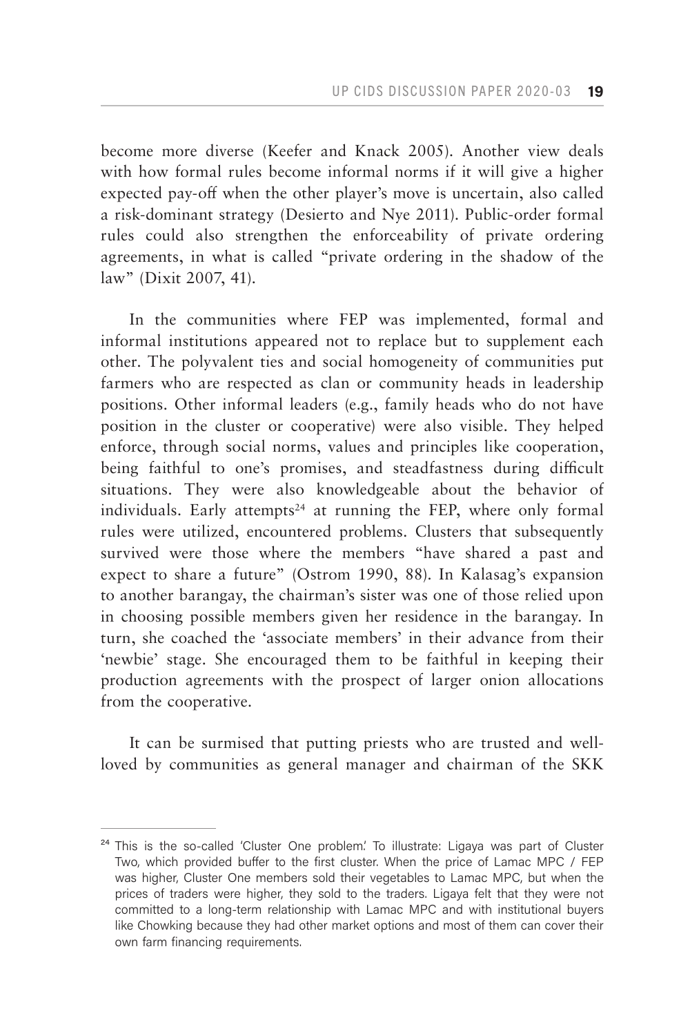become more diverse (Keefer and Knack 2005). Another view deals with how formal rules become informal norms if it will give a higher expected pay-off when the other player's move is uncertain, also called a risk-dominant strategy (Desierto and Nye 2011). Public-order formal rules could also strengthen the enforceability of private ordering agreements, in what is called "private ordering in the shadow of the law" (Dixit 2007, 41).

In the communities where FEP was implemented, formal and informal institutions appeared not to replace but to supplement each other. The polyvalent ties and social homogeneity of communities put farmers who are respected as clan or community heads in leadership positions. Other informal leaders (e.g., family heads who do not have position in the cluster or cooperative) were also visible. They helped enforce, through social norms, values and principles like cooperation, being faithful to one's promises, and steadfastness during difficult situations. They were also knowledgeable about the behavior of individuals. Early attempts[24] at running the FEP, where only formal rules were utilized, encountered problems. Clusters that subsequently survived were those where the members "have shared a past and expect to share a future" (Ostrom 1990, 88). In Kalasag's expansion to another barangay, the chairman's sister was one of those relied upon in choosing possible members given her residence in the barangay. In turn, she coached the 'associate members' in their advance from their 'newbie' stage. She encouraged them to be faithful in keeping their production agreements with the prospect of larger onion allocations from the cooperative.

It can be surmised that putting priests who are trusted and well-loved by communities as general manager and chairman of the SKK

---

[24] This is the so-called 'Cluster One problem.' To illustrate: Ligaya was part of Cluster Two, which provided buffer to the first cluster. When the price of Lamac MPC / FEP was higher, Cluster One members sold their vegetables to Lamac MPC, but when the prices of traders were higher, they sold to the traders. Ligaya felt that they were not committed to a long-term relationship with Lamac MPC and with institutional buyers like Chowking because they had other market options and most of them can cover their own farm financing requirements.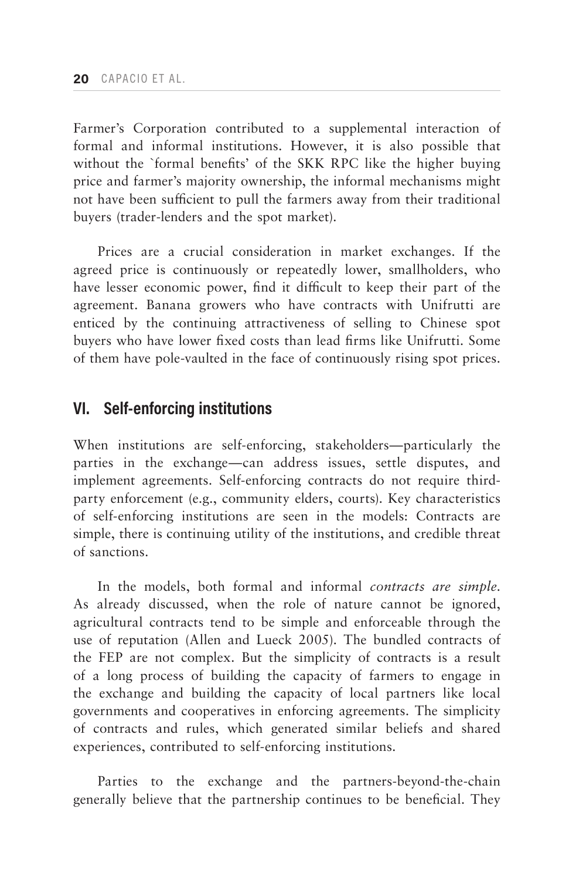Farmer's Corporation contributed to a supplemental interaction of formal and informal institutions. However, it is also possible that without the `formal benefits' of the SKK RPC like the higher buying price and farmer's majority ownership, the informal mechanisms might not have been sufficient to pull the farmers away from their traditional buyers (trader-lenders and the spot market).

Prices are a crucial consideration in market exchanges. If the agreed price is continuously or repeatedly lower, smallholders, who have lesser economic power, find it difficult to keep their part of the agreement. Banana growers who have contracts with Unifrutti are enticed by the continuing attractiveness of selling to Chinese spot buyers who have lower fixed costs than lead firms like Unifrutti. Some of them have pole-vaulted in the face of continuously rising spot prices.

## VI. Self-enforcing institutions

When institutions are self-enforcing, stakeholders—particularly the parties in the exchange—can address issues, settle disputes, and implement agreements. Self-enforcing contracts do not require third-party enforcement (e.g., community elders, courts). Key characteristics of self-enforcing institutions are seen in the models: Contracts are simple, there is continuing utility of the institutions, and credible threat of sanctions.

In the models, both formal and informal *contracts are simple*. As already discussed, when the role of nature cannot be ignored, agricultural contracts tend to be simple and enforceable through the use of reputation (Allen and Lueck 2005). The bundled contracts of the FEP are not complex. But the simplicity of contracts is a result of a long process of building the capacity of farmers to engage in the exchange and building the capacity of local partners like local governments and cooperatives in enforcing agreements. The simplicity of contracts and rules, which generated similar beliefs and shared experiences, contributed to self-enforcing institutions.

Parties to the exchange and the partners-beyond-the-chain generally believe that the partnership continues to be beneficial. They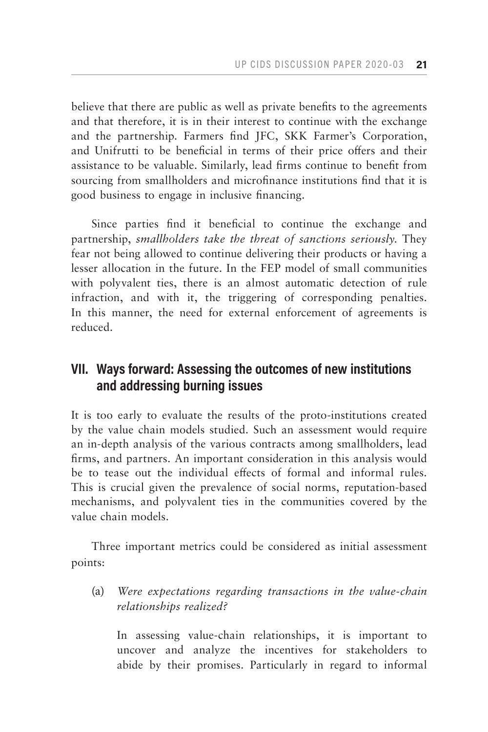believe that there are public as well as private benefits to the agreements and that therefore, it is in their interest to continue with the exchange and the partnership. Farmers find JFC, SKK Farmer's Corporation, and Unifrutti to be beneficial in terms of their price offers and their assistance to be valuable. Similarly, lead firms continue to benefit from sourcing from smallholders and microfinance institutions find that it is good business to engage in inclusive financing.

Since parties find it beneficial to continue the exchange and partnership, *smallholders take the threat of sanctions seriously*. They fear not being allowed to continue delivering their products or having a lesser allocation in the future. In the FEP model of small communities with polyvalent ties, there is an almost automatic detection of rule infraction, and with it, the triggering of corresponding penalties. In this manner, the need for external enforcement of agreements is reduced.

## VII. Ways forward: Assessing the outcomes of new institutions and addressing burning issues

It is too early to evaluate the results of the proto-institutions created by the value chain models studied. Such an assessment would require an in-depth analysis of the various contracts among smallholders, lead firms, and partners. An important consideration in this analysis would be to tease out the individual effects of formal and informal rules. This is crucial given the prevalence of social norms, reputation-based mechanisms, and polyvalent ties in the communities covered by the value chain models.

Three important metrics could be considered as initial assessment points:

(a) *Were expectations regarding transactions in the value-chain relationships realized?*

In assessing value-chain relationships, it is important to uncover and analyze the incentives for stakeholders to abide by their promises. Particularly in regard to informal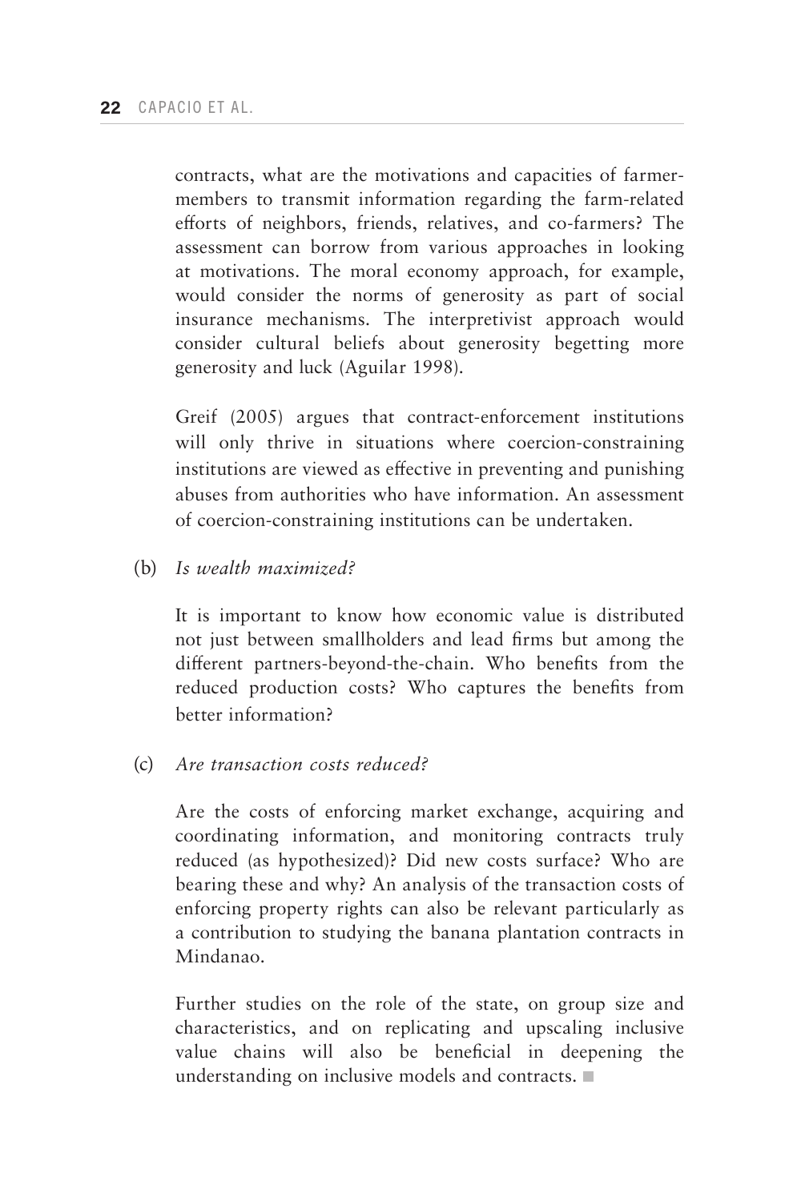contracts, what are the motivations and capacities of farmer-members to transmit information regarding the farm-related efforts of neighbors, friends, relatives, and co-farmers? The assessment can borrow from various approaches in looking at motivations. The moral economy approach, for example, would consider the norms of generosity as part of social insurance mechanisms. The interpretivist approach would consider cultural beliefs about generosity begetting more generosity and luck (Aguilar 1998).

Greif (2005) argues that contract-enforcement institutions will only thrive in situations where coercion-constraining institutions are viewed as effective in preventing and punishing abuses from authorities who have information. An assessment of coercion-constraining institutions can be undertaken.

(b) *Is wealth maximized?*

It is important to know how economic value is distributed not just between smallholders and lead firms but among the different partners-beyond-the-chain. Who benefits from the reduced production costs? Who captures the benefits from better information?

(c) *Are transaction costs reduced?*

Are the costs of enforcing market exchange, acquiring and coordinating information, and monitoring contracts truly reduced (as hypothesized)? Did new costs surface? Who are bearing these and why? An analysis of the transaction costs of enforcing property rights can also be relevant particularly as a contribution to studying the banana plantation contracts in Mindanao.

Further studies on the role of the state, on group size and characteristics, and on replicating and upscaling inclusive value chains will also be beneficial in deepening the understanding on inclusive models and contracts. ■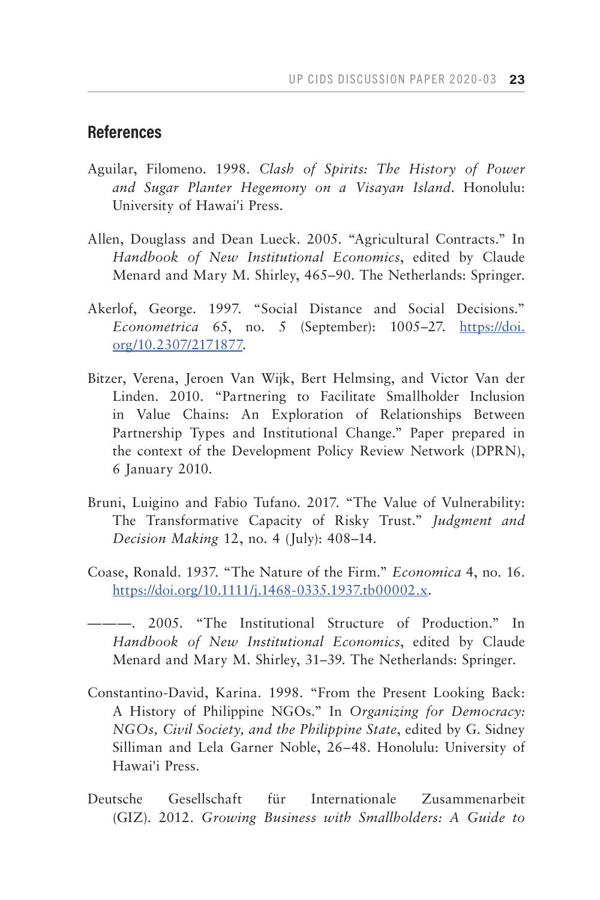## References

Aguilar, Filomeno. 1998. *Clash of Spirits: The History of Power and Sugar Planter Hegemony on a Visayan Island*. Honolulu: University of Hawai'i Press.

Allen, Douglass and Dean Lueck. 2005. "Agricultural Contracts." In *Handbook of New Institutional Economics*, edited by Claude Menard and Mary M. Shirley, 465–90. The Netherlands: Springer.

Akerlof, George. 1997. "Social Distance and Social Decisions." *Econometrica* 65, no. 5 (September): 1005–27. https://doi.org/10.2307/2171877.

Bitzer, Verena, Jeroen Van Wijk, Bert Helmsing, and Victor Van der Linden. 2010. "Partnering to Facilitate Smallholder Inclusion in Value Chains: An Exploration of Relationships Between Partnership Types and Institutional Change." Paper prepared in the context of the Development Policy Review Network (DPRN), 6 January 2010.

Bruni, Luigino and Fabio Tufano. 2017. "The Value of Vulnerability: The Transformative Capacity of Risky Trust." *Judgment and Decision Making* 12, no. 4 (July): 408–14.

Coase, Ronald. 1937. "The Nature of the Firm." *Economica* 4, no. 16. https://doi.org/10.1111/j.1468-0335.1937.tb00002.x.

———. 2005. "The Institutional Structure of Production." In *Handbook of New Institutional Economics*, edited by Claude Menard and Mary M. Shirley, 31–39. The Netherlands: Springer.

Constantino-David, Karina. 1998. "From the Present Looking Back: A History of Philippine NGOs." In *Organizing for Democracy: NGOs, Civil Society, and the Philippine State*, edited by G. Sidney Silliman and Lela Garner Noble, 26–48. Honolulu: University of Hawai'i Press.

Deutsche Gesellschaft für Internationale Zusammenarbeit (GIZ). 2012. *Growing Business with Smallholders: A Guide to*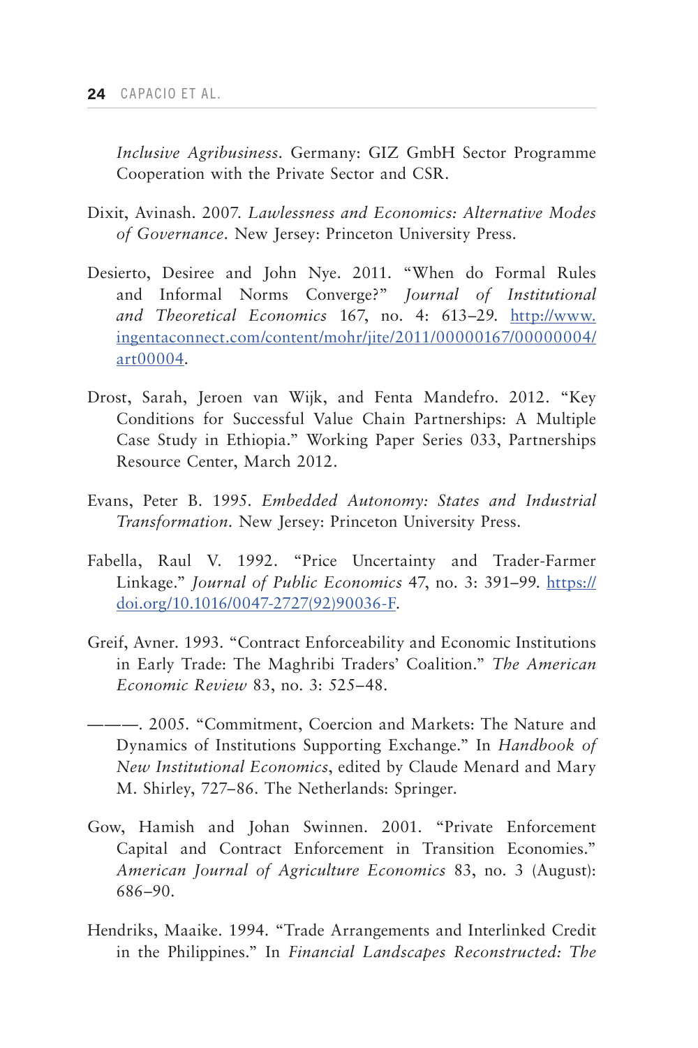*Inclusive Agribusiness*. Germany: GIZ GmbH Sector Programme Cooperation with the Private Sector and CSR.

Dixit, Avinash. 2007. *Lawlessness and Economics: Alternative Modes of Governance*. New Jersey: Princeton University Press.

Desierto, Desiree and John Nye. 2011. "When do Formal Rules and Informal Norms Converge?" *Journal of Institutional and Theoretical Economics* 167, no. 4: 613–29. http://www.ingentaconnect.com/content/mohr/jite/2011/00000167/00000004/art00004.

Drost, Sarah, Jeroen van Wijk, and Fenta Mandefro. 2012. "Key Conditions for Successful Value Chain Partnerships: A Multiple Case Study in Ethiopia." Working Paper Series 033, Partnerships Resource Center, March 2012.

Evans, Peter B. 1995. *Embedded Autonomy: States and Industrial Transformation*. New Jersey: Princeton University Press.

Fabella, Raul V. 1992. "Price Uncertainty and Trader-Farmer Linkage." *Journal of Public Economics* 47, no. 3: 391–99. https://doi.org/10.1016/0047-2727(92)90036-F.

Greif, Avner. 1993. "Contract Enforceability and Economic Institutions in Early Trade: The Maghribi Traders' Coalition." *The American Economic Review* 83, no. 3: 525–48.

———. 2005. "Commitment, Coercion and Markets: The Nature and Dynamics of Institutions Supporting Exchange." In *Handbook of New Institutional Economics*, edited by Claude Menard and Mary M. Shirley, 727–86. The Netherlands: Springer.

Gow, Hamish and Johan Swinnen. 2001. "Private Enforcement Capital and Contract Enforcement in Transition Economies." *American Journal of Agriculture Economics* 83, no. 3 (August): 686–90.

Hendriks, Maaike. 1994. "Trade Arrangements and Interlinked Credit in the Philippines." In *Financial Landscapes Reconstructed: The*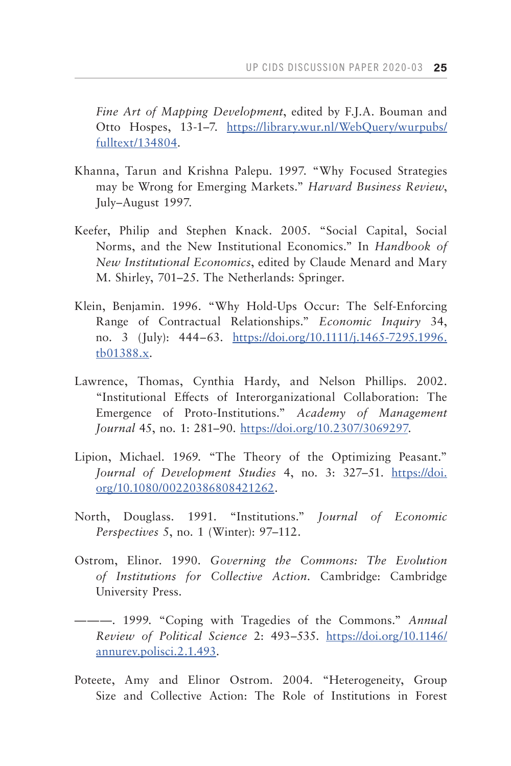*Fine Art of Mapping Development*, edited by F.J.A. Bouman and Otto Hospes, 13-1–7. https://library.wur.nl/WebQuery/wurpubs/fulltext/134804.

Khanna, Tarun and Krishna Palepu. 1997. "Why Focused Strategies may be Wrong for Emerging Markets." *Harvard Business Review*, July–August 1997.

Keefer, Philip and Stephen Knack. 2005. "Social Capital, Social Norms, and the New Institutional Economics." In *Handbook of New Institutional Economics*, edited by Claude Menard and Mary M. Shirley, 701–25. The Netherlands: Springer.

Klein, Benjamin. 1996. "Why Hold-Ups Occur: The Self-Enforcing Range of Contractual Relationships." *Economic Inquiry* 34, no. 3 (July): 444–63. https://doi.org/10.1111/j.1465-7295.1996.tb01388.x.

Lawrence, Thomas, Cynthia Hardy, and Nelson Phillips. 2002. "Institutional Effects of Interorganizational Collaboration: The Emergence of Proto-Institutions." *Academy of Management Journal* 45, no. 1: 281–90. https://doi.org/10.2307/3069297.

Lipion, Michael. 1969. "The Theory of the Optimizing Peasant." *Journal of Development Studies* 4, no. 3: 327–51. https://doi.org/10.1080/00220386808421262.

North, Douglass. 1991. "Institutions." *Journal of Economic Perspectives* 5, no. 1 (Winter): 97–112.

Ostrom, Elinor. 1990. *Governing the Commons: The Evolution of Institutions for Collective Action*. Cambridge: Cambridge University Press.

———. 1999. "Coping with Tragedies of the Commons." *Annual Review of Political Science* 2: 493–535. https://doi.org/10.1146/annurev.polisci.2.1.493.

Poteete, Amy and Elinor Ostrom. 2004. "Heterogeneity, Group Size and Collective Action: The Role of Institutions in Forest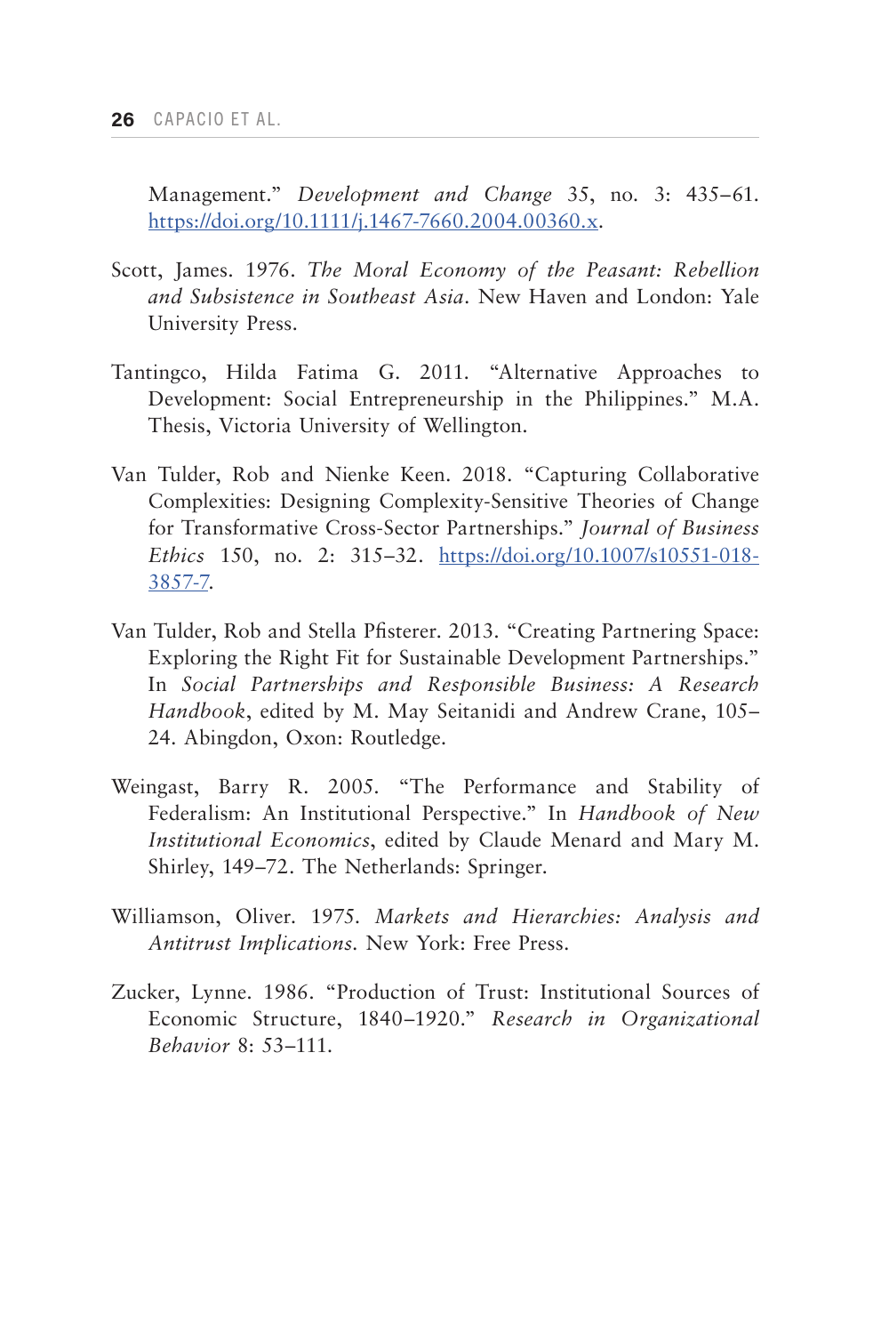Management." *Development and Change* 35, no. 3: 435–61. https://doi.org/10.1111/j.1467-7660.2004.00360.x.

Scott, James. 1976. *The Moral Economy of the Peasant: Rebellion and Subsistence in Southeast Asia*. New Haven and London: Yale University Press.

Tantingco, Hilda Fatima G. 2011. "Alternative Approaches to Development: Social Entrepreneurship in the Philippines." M.A. Thesis, Victoria University of Wellington.

Van Tulder, Rob and Nienke Keen. 2018. "Capturing Collaborative Complexities: Designing Complexity-Sensitive Theories of Change for Transformative Cross-Sector Partnerships." *Journal of Business Ethics* 150, no. 2: 315–32. https://doi.org/10.1007/s10551-018-3857-7.

Van Tulder, Rob and Stella Pfisterer. 2013. "Creating Partnering Space: Exploring the Right Fit for Sustainable Development Partnerships." In *Social Partnerships and Responsible Business: A Research Handbook*, edited by M. May Seitanidi and Andrew Crane, 105–24. Abingdon, Oxon: Routledge.

Weingast, Barry R. 2005. "The Performance and Stability of Federalism: An Institutional Perspective." In *Handbook of New Institutional Economics*, edited by Claude Menard and Mary M. Shirley, 149–72. The Netherlands: Springer.

Williamson, Oliver. 1975. *Markets and Hierarchies: Analysis and Antitrust Implications*. New York: Free Press.

Zucker, Lynne. 1986. "Production of Trust: Institutional Sources of Economic Structure, 1840–1920." *Research in Organizational Behavior* 8: 53–111.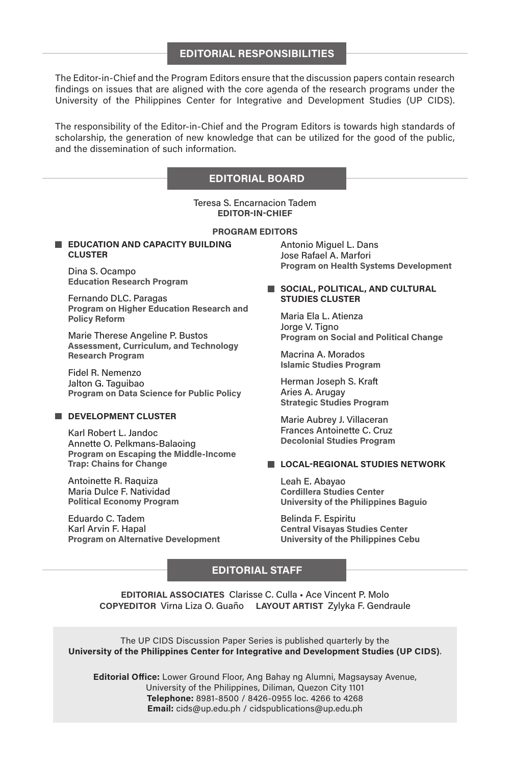## EDITORIAL RESPONSIBILITIES

The Editor-in-Chief and the Program Editors ensure that the discussion papers contain research findings on issues that are aligned with the core agenda of the research programs under the University of the Philippines Center for Integrative and Development Studies (UP CIDS).

The responsibility of the Editor-in-Chief and the Program Editors is towards high standards of scholarship, the generation of new knowledge that can be utilized for the good of the public, and the dissemination of such information.

## EDITORIAL BOARD

Teresa S. Encarnacion Tadem
**EDITOR-IN-CHIEF**

**PROGRAM EDITORS**

### EDUCATION AND CAPACITY BUILDING CLUSTER

Dina S. Ocampo
**Education Research Program**

Fernando DLC. Paragas
**Program on Higher Education Research and Policy Reform**

Marie Therese Angeline P. Bustos
**Assessment, Curriculum, and Technology Research Program**

Fidel R. Nemenzo
Jalton G. Taguibao
**Program on Data Science for Public Policy**

### DEVELOPMENT CLUSTER

Karl Robert L. Jandoc
Annette O. Pelkmans-Balaoing
**Program on Escaping the Middle-Income Trap: Chains for Change**

Antoinette R. Raquiza
Maria Dulce F. Natividad
**Political Economy Program**

Eduardo C. Tadem
Karl Arvin F. Hapal
**Program on Alternative Development**

Antonio Miguel L. Dans
Jose Rafael A. Marfori
**Program on Health Systems Development**

### SOCIAL, POLITICAL, AND CULTURAL STUDIES CLUSTER

Maria Ela L. Atienza
Jorge V. Tigno
**Program on Social and Political Change**

Macrina A. Morados
**Islamic Studies Program**

Herman Joseph S. Kraft
Aries A. Arugay
**Strategic Studies Program**

Marie Aubrey J. Villaceran
Frances Antoinette C. Cruz
**Decolonial Studies Program**

### LOCAL-REGIONAL STUDIES NETWORK

Leah E. Abayao
**Cordillera Studies Center**
**University of the Philippines Baguio**

Belinda F. Espiritu
**Central Visayas Studies Center**
**University of the Philippines Cebu**

## EDITORIAL STAFF

**EDITORIAL ASSOCIATES** Clarisse C. Culla ▪ Ace Vincent P. Molo
**COPYEDITOR** Virna Liza O. Guaño **LAYOUT ARTIST** Zylyka F. Gendraule

The UP CIDS Discussion Paper Series is published quarterly by the **University of the Philippines Center for Integrative and Development Studies (UP CIDS)**.

**Editorial Office:** Lower Ground Floor, Ang Bahay ng Alumni, Magsaysay Avenue, University of the Philippines, Diliman, Quezon City 1101
**Telephone:** 8981-8500 / 8426-0955 loc. 4266 to 4268
**Email:** cids@up.edu.ph / cidspublications@up.edu.ph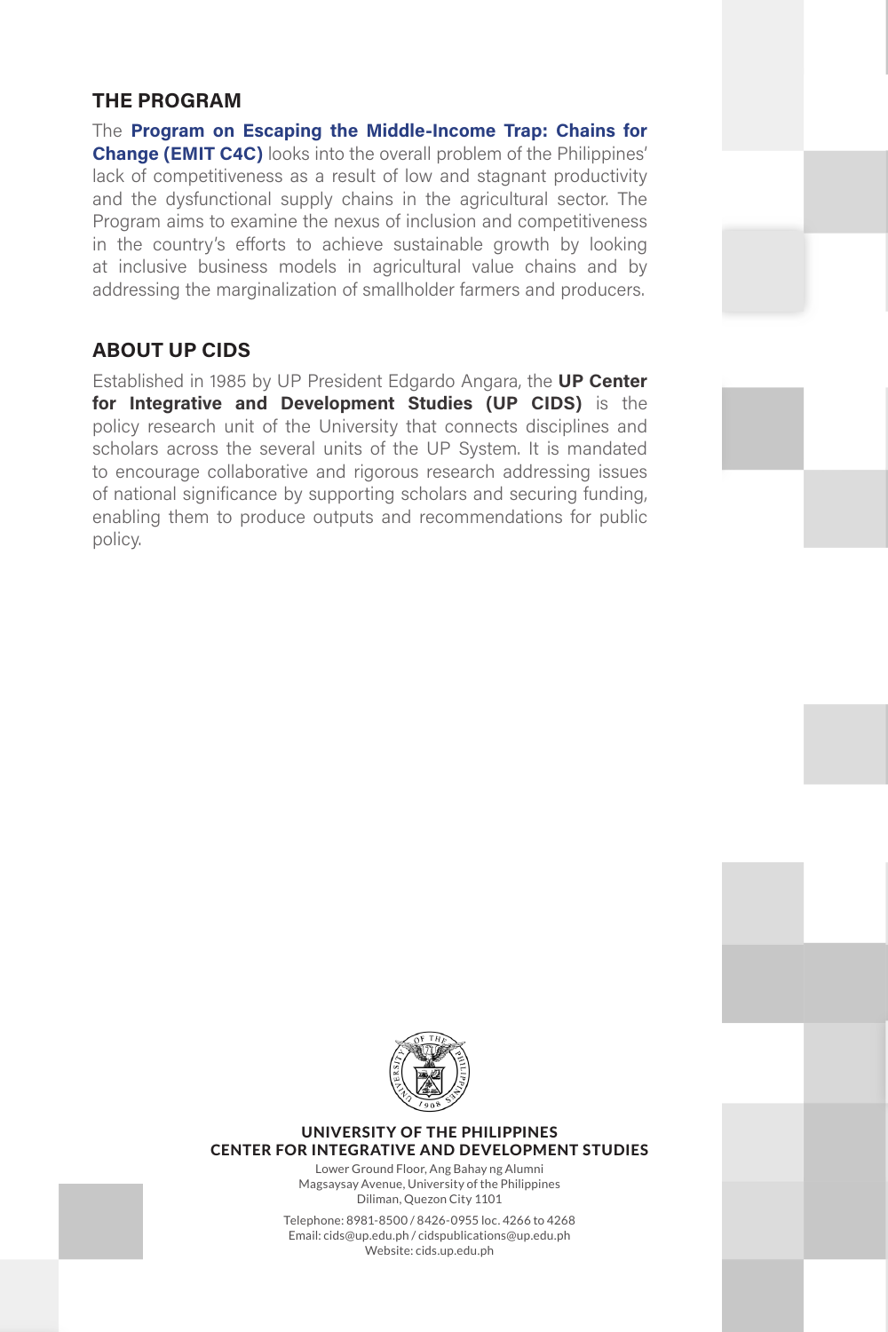## THE PROGRAM

The **Program on Escaping the Middle-Income Trap: Chains for Change (EMIT C4C)** looks into the overall problem of the Philippines' lack of competitiveness as a result of low and stagnant productivity and the dysfunctional supply chains in the agricultural sector. The Program aims to examine the nexus of inclusion and competitiveness in the country's efforts to achieve sustainable growth by looking at inclusive business models in agricultural value chains and by addressing the marginalization of smallholder farmers and producers.

## ABOUT UP CIDS

Established in 1985 by UP President Edgardo Angara, the **UP Center for Integrative and Development Studies (UP CIDS)** is the policy research unit of the University that connects disciplines and scholars across the several units of the UP System. It is mandated to encourage collaborative and rigorous research addressing issues of national significance by supporting scholars and securing funding, enabling them to produce outputs and recommendations for public policy.

**UNIVERSITY OF THE PHILIPPINES**
**CENTER FOR INTEGRATIVE AND DEVELOPMENT STUDIES**

Lower Ground Floor, Ang Bahay ng Alumni
Magsaysay Avenue, University of the Philippines
Diliman, Quezon City 1101

Telephone: 8981-8500 / 8426-0955 loc. 4266 to 4268
Email: cids@up.edu.ph / cidspublications@up.edu.ph
Website: cids.up.edu.ph